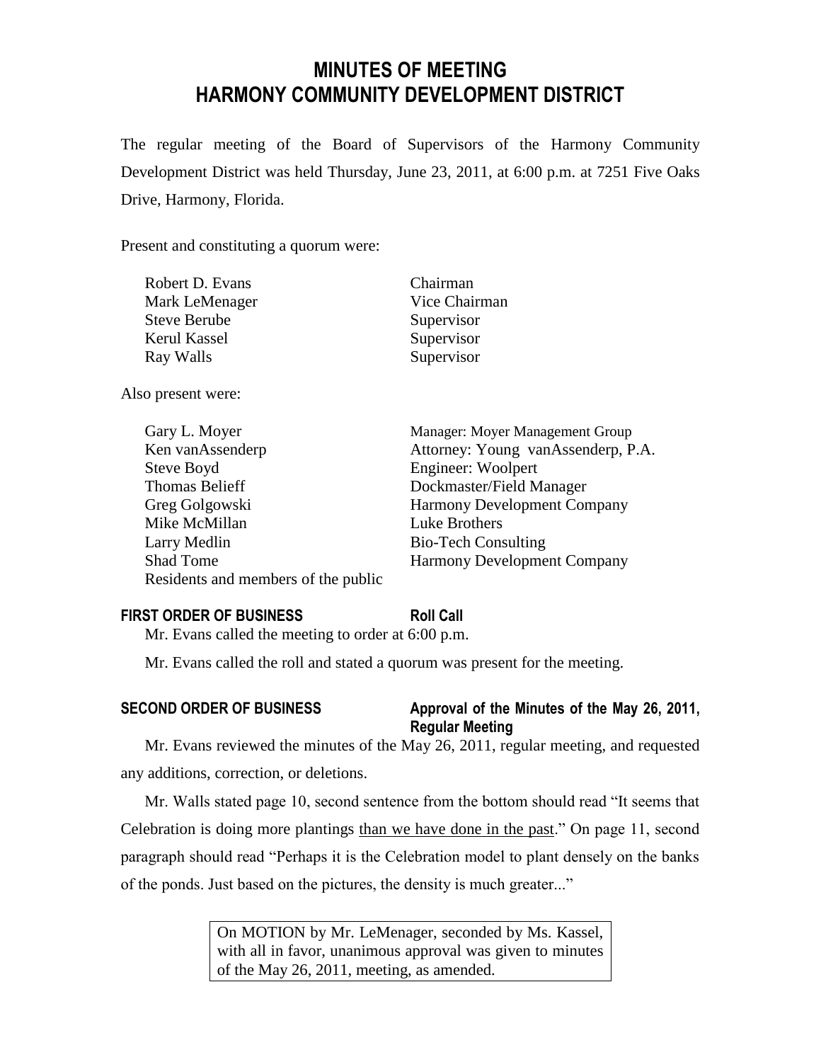# MINUTES OF MEETING
# HARMONY COMMUNITY DEVELOPMENT DISTRICT

The regular meeting of the Board of Supervisors of the Harmony Community Development District was held Thursday, June 23, 2011, at 6:00 p.m. at 7251 Five Oaks Drive, Harmony, Florida.

Present and constituting a quorum were:

| | |
|---|---|
| Robert D. Evans | Chairman |
| Mark LeMenager | Vice Chairman |
| Steve Berube | Supervisor |
| Kerul Kassel | Supervisor |
| Ray Walls | Supervisor |

Also present were:

| | |
|---|---|
| Gary L. Moyer | Manager: Moyer Management Group |
| Ken vanAssenderp | Attorney: Young vanAssenderp, P.A. |
| Steve Boyd | Engineer: Woolpert |
| Thomas Belieff | Dockmaster/Field Manager |
| Greg Golgowski | Harmony Development Company |
| Mike McMillan | Luke Brothers |
| Larry Medlin | Bio-Tech Consulting |
| Shad Tome | Harmony Development Company |
| Residents and members of the public | |

**FIRST ORDER OF BUSINESS** **Roll Call**

Mr. Evans called the meeting to order at 6:00 p.m.

Mr. Evans called the roll and stated a quorum was present for the meeting.

**SECOND ORDER OF BUSINESS** **Approval of the Minutes of the May 26, 2011, Regular Meeting**

Mr. Evans reviewed the minutes of the May 26, 2011, regular meeting, and requested any additions, correction, or deletions.

Mr. Walls stated page 10, second sentence from the bottom should read "It seems that Celebration is doing more plantings <u>than we have done in the past</u>." On page 11, second paragraph should read "Perhaps it is the Celebration model to plant densely on the banks of the ponds. Just based on the pictures, the density is much greater..."

> On MOTION by Mr. LeMenager, seconded by Ms. Kassel, with all in favor, unanimous approval was given to minutes of the May 26, 2011, meeting, as amended.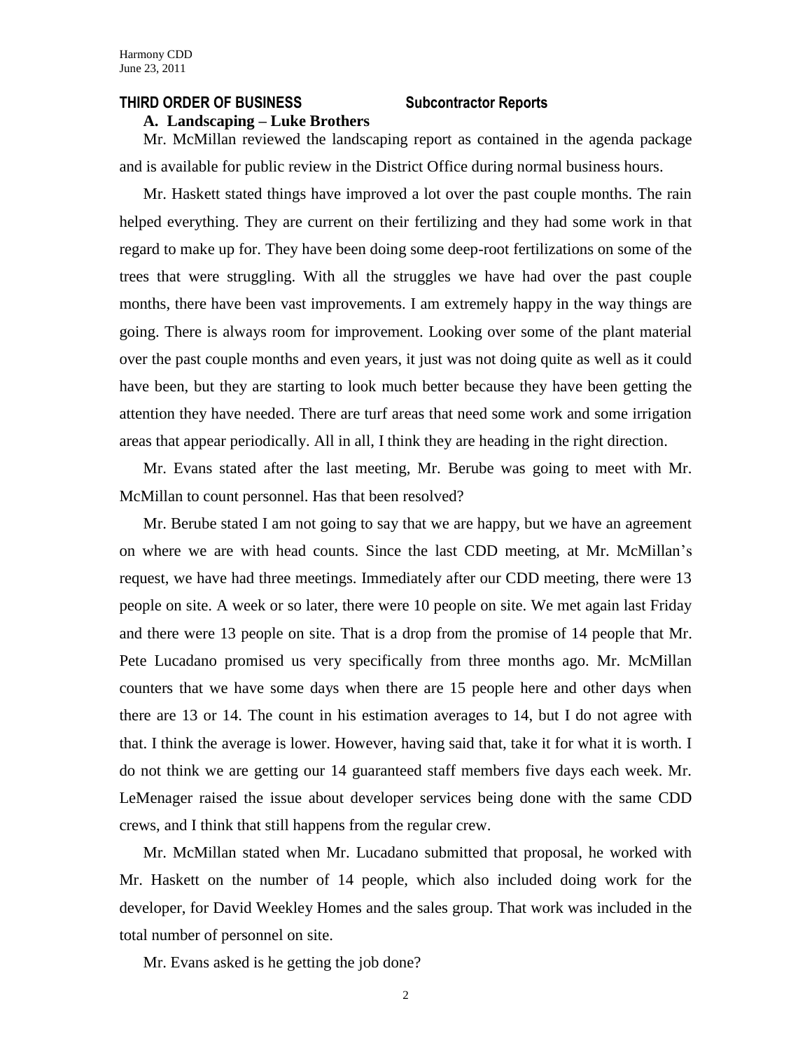## THIRD ORDER OF BUSINESS Subcontractor Reports

### A. Landscaping – Luke Brothers

Mr. McMillan reviewed the landscaping report as contained in the agenda package and is available for public review in the District Office during normal business hours.

Mr. Haskett stated things have improved a lot over the past couple months. The rain helped everything. They are current on their fertilizing and they had some work in that regard to make up for. They have been doing some deep-root fertilizations on some of the trees that were struggling. With all the struggles we have had over the past couple months, there have been vast improvements. I am extremely happy in the way things are going. There is always room for improvement. Looking over some of the plant material over the past couple months and even years, it just was not doing quite as well as it could have been, but they are starting to look much better because they have been getting the attention they have needed. There are turf areas that need some work and some irrigation areas that appear periodically. All in all, I think they are heading in the right direction.

Mr. Evans stated after the last meeting, Mr. Berube was going to meet with Mr. McMillan to count personnel. Has that been resolved?

Mr. Berube stated I am not going to say that we are happy, but we have an agreement on where we are with head counts. Since the last CDD meeting, at Mr. McMillan's request, we have had three meetings. Immediately after our CDD meeting, there were 13 people on site. A week or so later, there were 10 people on site. We met again last Friday and there were 13 people on site. That is a drop from the promise of 14 people that Mr. Pete Lucadano promised us very specifically from three months ago. Mr. McMillan counters that we have some days when there are 15 people here and other days when there are 13 or 14. The count in his estimation averages to 14, but I do not agree with that. I think the average is lower. However, having said that, take it for what it is worth. I do not think we are getting our 14 guaranteed staff members five days each week. Mr. LeMenager raised the issue about developer services being done with the same CDD crews, and I think that still happens from the regular crew.

Mr. McMillan stated when Mr. Lucadano submitted that proposal, he worked with Mr. Haskett on the number of 14 people, which also included doing work for the developer, for David Weekley Homes and the sales group. That work was included in the total number of personnel on site.

Mr. Evans asked is he getting the job done?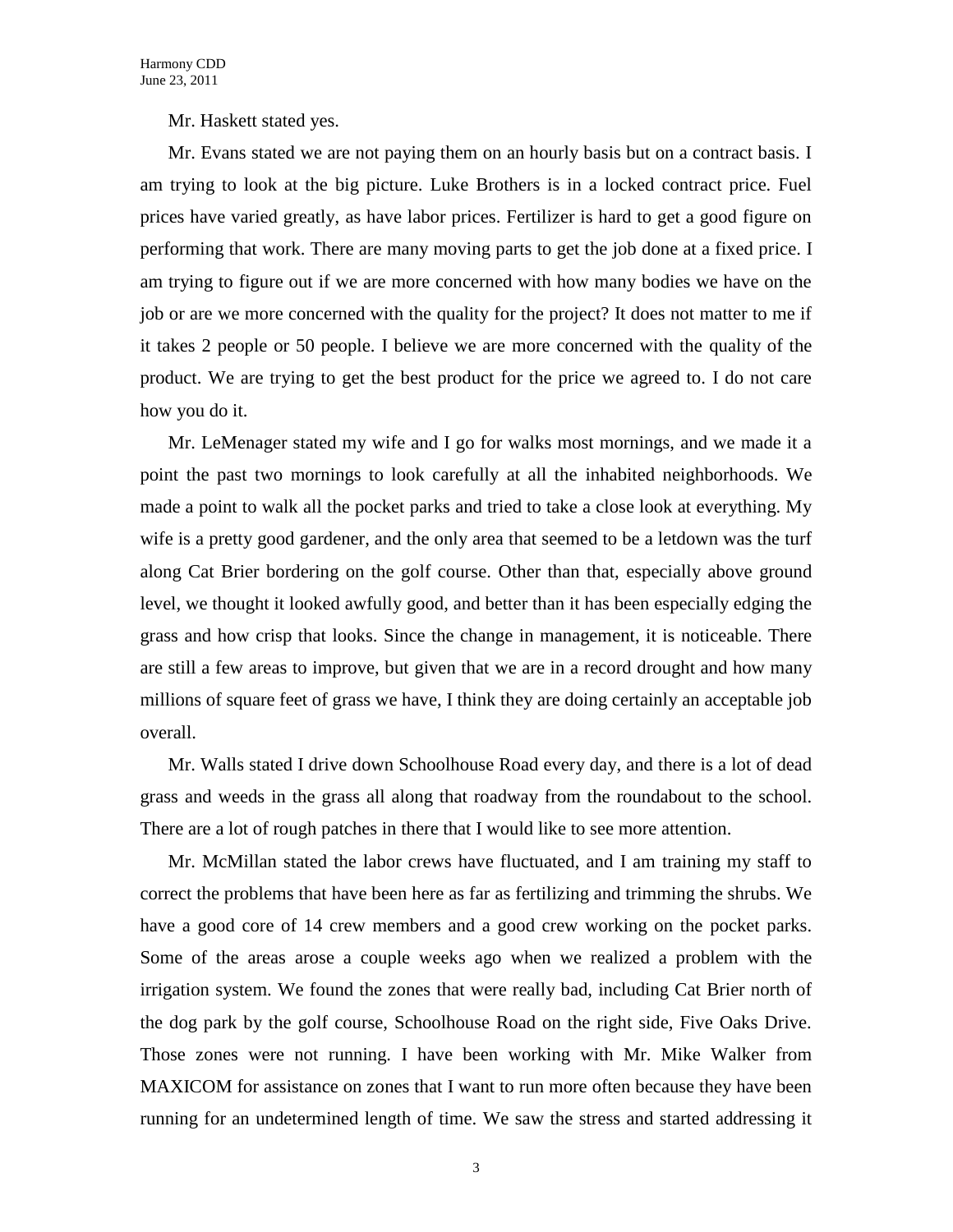Mr. Haskett stated yes.

Mr. Evans stated we are not paying them on an hourly basis but on a contract basis. I am trying to look at the big picture. Luke Brothers is in a locked contract price. Fuel prices have varied greatly, as have labor prices. Fertilizer is hard to get a good figure on performing that work. There are many moving parts to get the job done at a fixed price. I am trying to figure out if we are more concerned with how many bodies we have on the job or are we more concerned with the quality for the project? It does not matter to me if it takes 2 people or 50 people. I believe we are more concerned with the quality of the product. We are trying to get the best product for the price we agreed to. I do not care how you do it.

Mr. LeMenager stated my wife and I go for walks most mornings, and we made it a point the past two mornings to look carefully at all the inhabited neighborhoods. We made a point to walk all the pocket parks and tried to take a close look at everything. My wife is a pretty good gardener, and the only area that seemed to be a letdown was the turf along Cat Brier bordering on the golf course. Other than that, especially above ground level, we thought it looked awfully good, and better than it has been especially edging the grass and how crisp that looks. Since the change in management, it is noticeable. There are still a few areas to improve, but given that we are in a record drought and how many millions of square feet of grass we have, I think they are doing certainly an acceptable job overall.

Mr. Walls stated I drive down Schoolhouse Road every day, and there is a lot of dead grass and weeds in the grass all along that roadway from the roundabout to the school. There are a lot of rough patches in there that I would like to see more attention.

Mr. McMillan stated the labor crews have fluctuated, and I am training my staff to correct the problems that have been here as far as fertilizing and trimming the shrubs. We have a good core of 14 crew members and a good crew working on the pocket parks. Some of the areas arose a couple weeks ago when we realized a problem with the irrigation system. We found the zones that were really bad, including Cat Brier north of the dog park by the golf course, Schoolhouse Road on the right side, Five Oaks Drive. Those zones were not running. I have been working with Mr. Mike Walker from MAXICOM for assistance on zones that I want to run more often because they have been running for an undetermined length of time. We saw the stress and started addressing it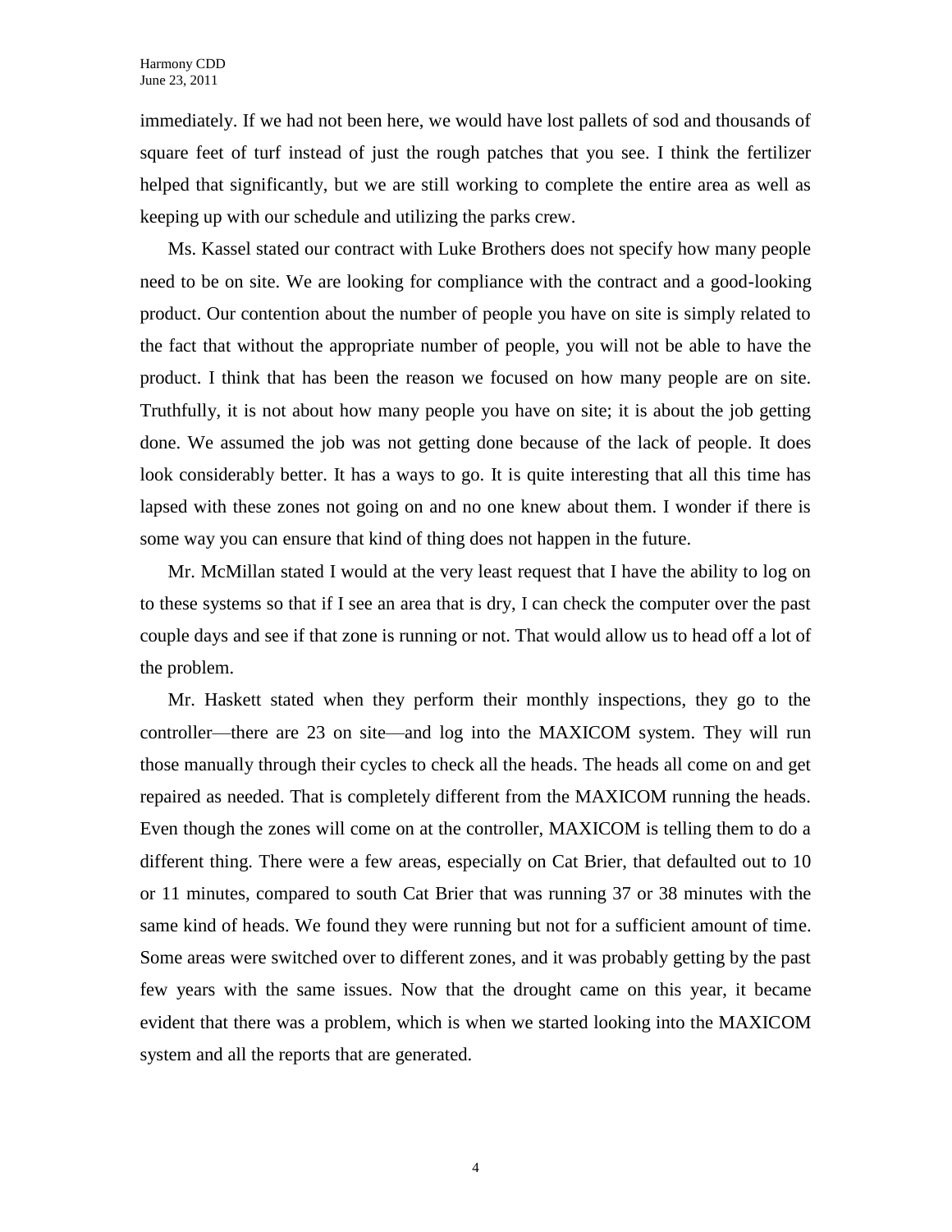immediately. If we had not been here, we would have lost pallets of sod and thousands of square feet of turf instead of just the rough patches that you see. I think the fertilizer helped that significantly, but we are still working to complete the entire area as well as keeping up with our schedule and utilizing the parks crew.

Ms. Kassel stated our contract with Luke Brothers does not specify how many people need to be on site. We are looking for compliance with the contract and a good-looking product. Our contention about the number of people you have on site is simply related to the fact that without the appropriate number of people, you will not be able to have the product. I think that has been the reason we focused on how many people are on site. Truthfully, it is not about how many people you have on site; it is about the job getting done. We assumed the job was not getting done because of the lack of people. It does look considerably better. It has a ways to go. It is quite interesting that all this time has lapsed with these zones not going on and no one knew about them. I wonder if there is some way you can ensure that kind of thing does not happen in the future.

Mr. McMillan stated I would at the very least request that I have the ability to log on to these systems so that if I see an area that is dry, I can check the computer over the past couple days and see if that zone is running or not. That would allow us to head off a lot of the problem.

Mr. Haskett stated when they perform their monthly inspections, they go to the controller—there are 23 on site—and log into the MAXICOM system. They will run those manually through their cycles to check all the heads. The heads all come on and get repaired as needed. That is completely different from the MAXICOM running the heads. Even though the zones will come on at the controller, MAXICOM is telling them to do a different thing. There were a few areas, especially on Cat Brier, that defaulted out to 10 or 11 minutes, compared to south Cat Brier that was running 37 or 38 minutes with the same kind of heads. We found they were running but not for a sufficient amount of time. Some areas were switched over to different zones, and it was probably getting by the past few years with the same issues. Now that the drought came on this year, it became evident that there was a problem, which is when we started looking into the MAXICOM system and all the reports that are generated.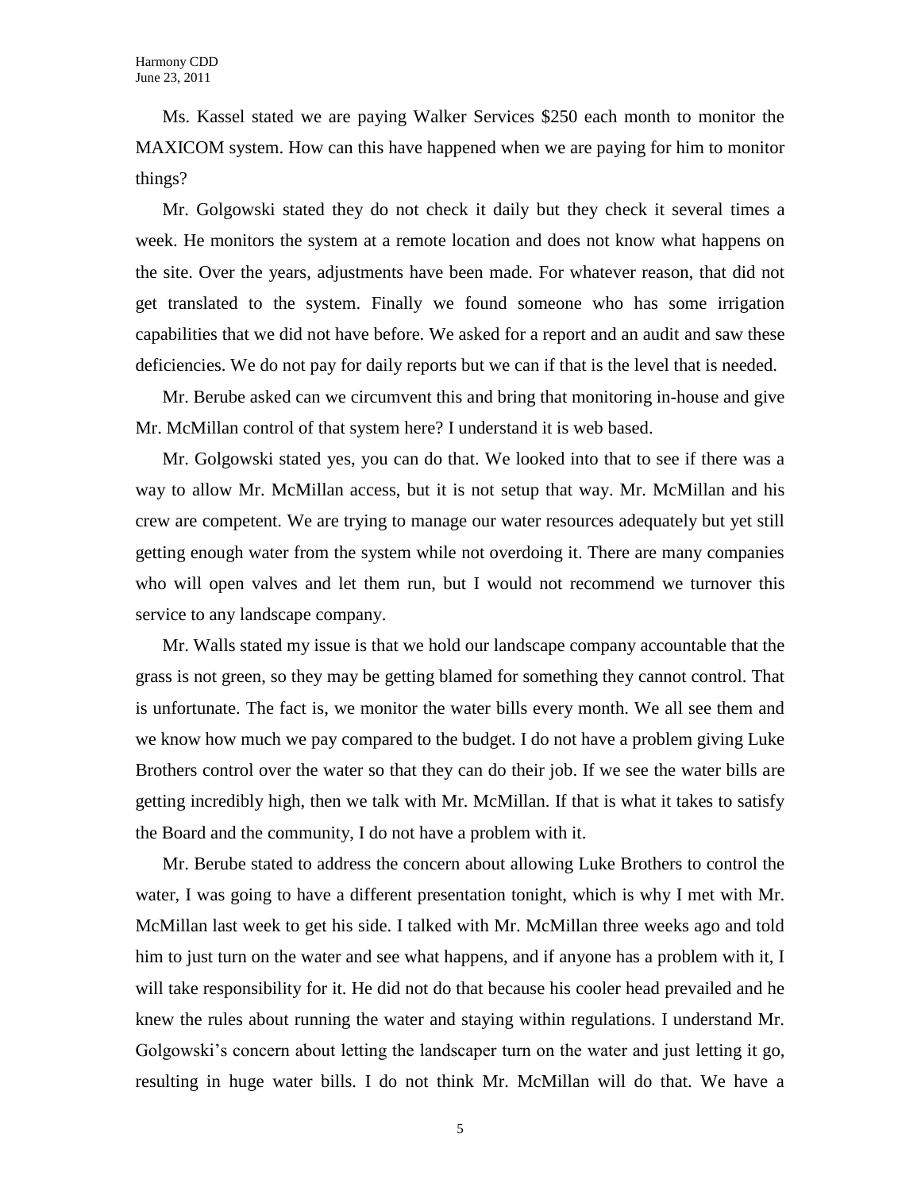Ms. Kassel stated we are paying Walker Services $250 each month to monitor the MAXICOM system. How can this have happened when we are paying for him to monitor things?

Mr. Golgowski stated they do not check it daily but they check it several times a week. He monitors the system at a remote location and does not know what happens on the site. Over the years, adjustments have been made. For whatever reason, that did not get translated to the system. Finally we found someone who has some irrigation capabilities that we did not have before. We asked for a report and an audit and saw these deficiencies. We do not pay for daily reports but we can if that is the level that is needed.

Mr. Berube asked can we circumvent this and bring that monitoring in-house and give Mr. McMillan control of that system here? I understand it is web based.

Mr. Golgowski stated yes, you can do that. We looked into that to see if there was a way to allow Mr. McMillan access, but it is not setup that way. Mr. McMillan and his crew are competent. We are trying to manage our water resources adequately but yet still getting enough water from the system while not overdoing it. There are many companies who will open valves and let them run, but I would not recommend we turnover this service to any landscape company.

Mr. Walls stated my issue is that we hold our landscape company accountable that the grass is not green, so they may be getting blamed for something they cannot control. That is unfortunate. The fact is, we monitor the water bills every month. We all see them and we know how much we pay compared to the budget. I do not have a problem giving Luke Brothers control over the water so that they can do their job. If we see the water bills are getting incredibly high, then we talk with Mr. McMillan. If that is what it takes to satisfy the Board and the community, I do not have a problem with it.

Mr. Berube stated to address the concern about allowing Luke Brothers to control the water, I was going to have a different presentation tonight, which is why I met with Mr. McMillan last week to get his side. I talked with Mr. McMillan three weeks ago and told him to just turn on the water and see what happens, and if anyone has a problem with it, I will take responsibility for it. He did not do that because his cooler head prevailed and he knew the rules about running the water and staying within regulations. I understand Mr. Golgowski's concern about letting the landscaper turn on the water and just letting it go, resulting in huge water bills. I do not think Mr. McMillan will do that. We have a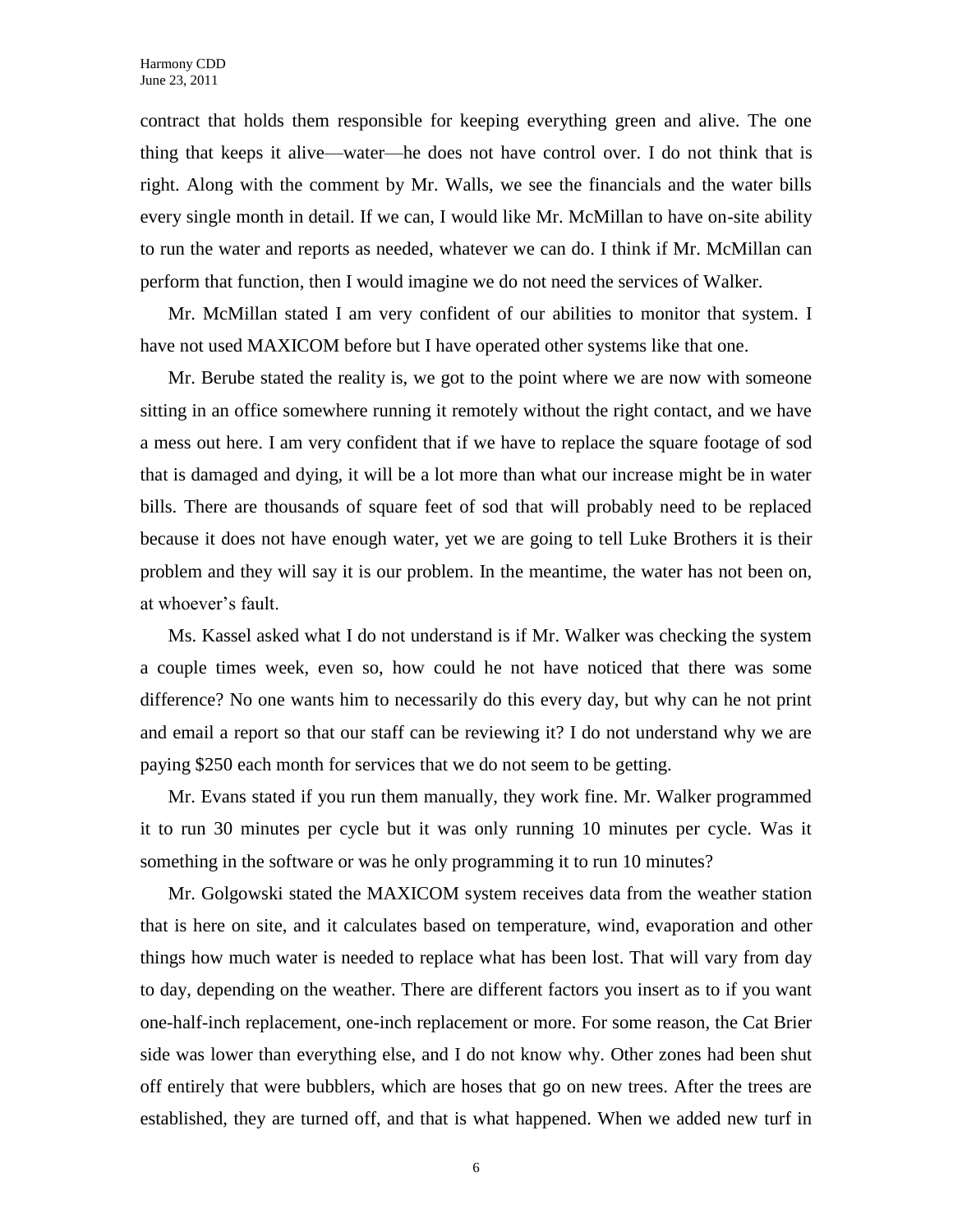contract that holds them responsible for keeping everything green and alive. The one thing that keeps it alive—water—he does not have control over. I do not think that is right. Along with the comment by Mr. Walls, we see the financials and the water bills every single month in detail. If we can, I would like Mr. McMillan to have on-site ability to run the water and reports as needed, whatever we can do. I think if Mr. McMillan can perform that function, then I would imagine we do not need the services of Walker.

Mr. McMillan stated I am very confident of our abilities to monitor that system. I have not used MAXICOM before but I have operated other systems like that one.

Mr. Berube stated the reality is, we got to the point where we are now with someone sitting in an office somewhere running it remotely without the right contact, and we have a mess out here. I am very confident that if we have to replace the square footage of sod that is damaged and dying, it will be a lot more than what our increase might be in water bills. There are thousands of square feet of sod that will probably need to be replaced because it does not have enough water, yet we are going to tell Luke Brothers it is their problem and they will say it is our problem. In the meantime, the water has not been on, at whoever's fault.

Ms. Kassel asked what I do not understand is if Mr. Walker was checking the system a couple times week, even so, how could he not have noticed that there was some difference? No one wants him to necessarily do this every day, but why can he not print and email a report so that our staff can be reviewing it? I do not understand why we are paying $250 each month for services that we do not seem to be getting.

Mr. Evans stated if you run them manually, they work fine. Mr. Walker programmed it to run 30 minutes per cycle but it was only running 10 minutes per cycle. Was it something in the software or was he only programming it to run 10 minutes?

Mr. Golgowski stated the MAXICOM system receives data from the weather station that is here on site, and it calculates based on temperature, wind, evaporation and other things how much water is needed to replace what has been lost. That will vary from day to day, depending on the weather. There are different factors you insert as to if you want one-half-inch replacement, one-inch replacement or more. For some reason, the Cat Brier side was lower than everything else, and I do not know why. Other zones had been shut off entirely that were bubblers, which are hoses that go on new trees. After the trees are established, they are turned off, and that is what happened. When we added new turf in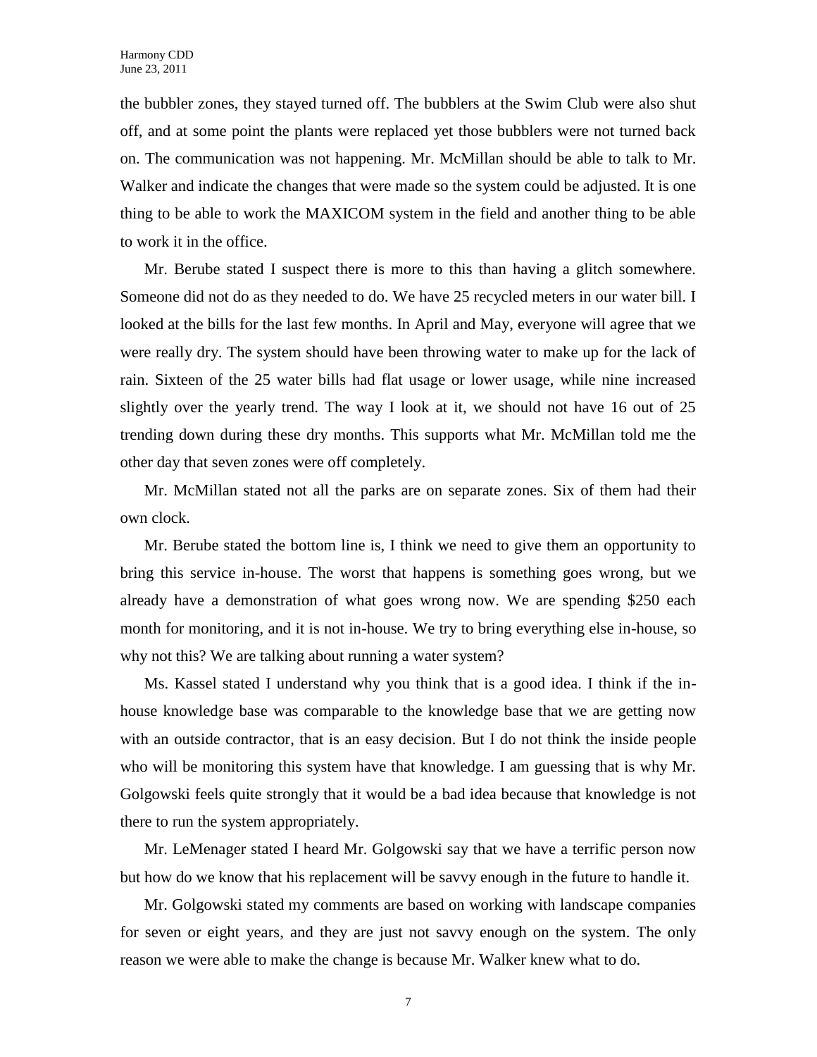the bubbler zones, they stayed turned off. The bubblers at the Swim Club were also shut off, and at some point the plants were replaced yet those bubblers were not turned back on. The communication was not happening. Mr. McMillan should be able to talk to Mr. Walker and indicate the changes that were made so the system could be adjusted. It is one thing to be able to work the MAXICOM system in the field and another thing to be able to work it in the office.

Mr. Berube stated I suspect there is more to this than having a glitch somewhere. Someone did not do as they needed to do. We have 25 recycled meters in our water bill. I looked at the bills for the last few months. In April and May, everyone will agree that we were really dry. The system should have been throwing water to make up for the lack of rain. Sixteen of the 25 water bills had flat usage or lower usage, while nine increased slightly over the yearly trend. The way I look at it, we should not have 16 out of 25 trending down during these dry months. This supports what Mr. McMillan told me the other day that seven zones were off completely.

Mr. McMillan stated not all the parks are on separate zones. Six of them had their own clock.

Mr. Berube stated the bottom line is, I think we need to give them an opportunity to bring this service in-house. The worst that happens is something goes wrong, but we already have a demonstration of what goes wrong now. We are spending $250 each month for monitoring, and it is not in-house. We try to bring everything else in-house, so why not this? We are talking about running a water system?

Ms. Kassel stated I understand why you think that is a good idea. I think if the in-house knowledge base was comparable to the knowledge base that we are getting now with an outside contractor, that is an easy decision. But I do not think the inside people who will be monitoring this system have that knowledge. I am guessing that is why Mr. Golgowski feels quite strongly that it would be a bad idea because that knowledge is not there to run the system appropriately.

Mr. LeMenager stated I heard Mr. Golgowski say that we have a terrific person now but how do we know that his replacement will be savvy enough in the future to handle it.

Mr. Golgowski stated my comments are based on working with landscape companies for seven or eight years, and they are just not savvy enough on the system. The only reason we were able to make the change is because Mr. Walker knew what to do.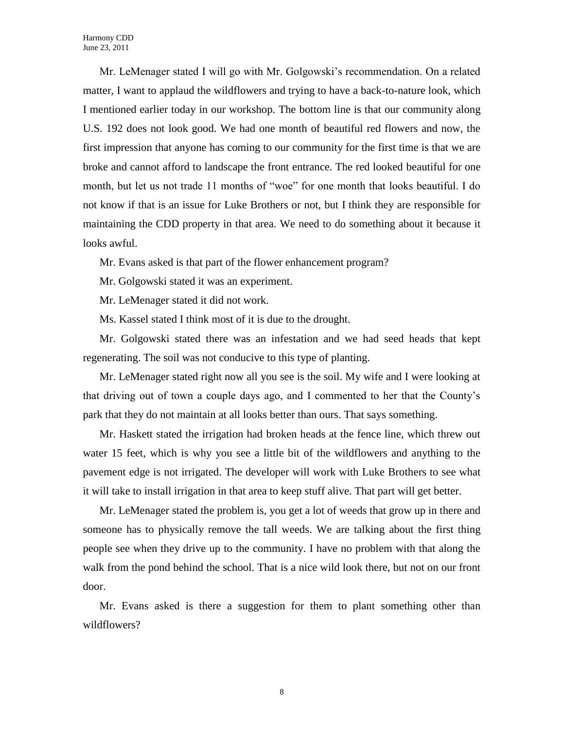Mr. LeMenager stated I will go with Mr. Golgowski's recommendation. On a related matter, I want to applaud the wildflowers and trying to have a back-to-nature look, which I mentioned earlier today in our workshop. The bottom line is that our community along U.S. 192 does not look good. We had one month of beautiful red flowers and now, the first impression that anyone has coming to our community for the first time is that we are broke and cannot afford to landscape the front entrance. The red looked beautiful for one month, but let us not trade 11 months of "woe" for one month that looks beautiful. I do not know if that is an issue for Luke Brothers or not, but I think they are responsible for maintaining the CDD property in that area. We need to do something about it because it looks awful.

Mr. Evans asked is that part of the flower enhancement program?

Mr. Golgowski stated it was an experiment.

Mr. LeMenager stated it did not work.

Ms. Kassel stated I think most of it is due to the drought.

Mr. Golgowski stated there was an infestation and we had seed heads that kept regenerating. The soil was not conducive to this type of planting.

Mr. LeMenager stated right now all you see is the soil. My wife and I were looking at that driving out of town a couple days ago, and I commented to her that the County's park that they do not maintain at all looks better than ours. That says something.

Mr. Haskett stated the irrigation had broken heads at the fence line, which threw out water 15 feet, which is why you see a little bit of the wildflowers and anything to the pavement edge is not irrigated. The developer will work with Luke Brothers to see what it will take to install irrigation in that area to keep stuff alive. That part will get better.

Mr. LeMenager stated the problem is, you get a lot of weeds that grow up in there and someone has to physically remove the tall weeds. We are talking about the first thing people see when they drive up to the community. I have no problem with that along the walk from the pond behind the school. That is a nice wild look there, but not on our front door.

Mr. Evans asked is there a suggestion for them to plant something other than wildflowers?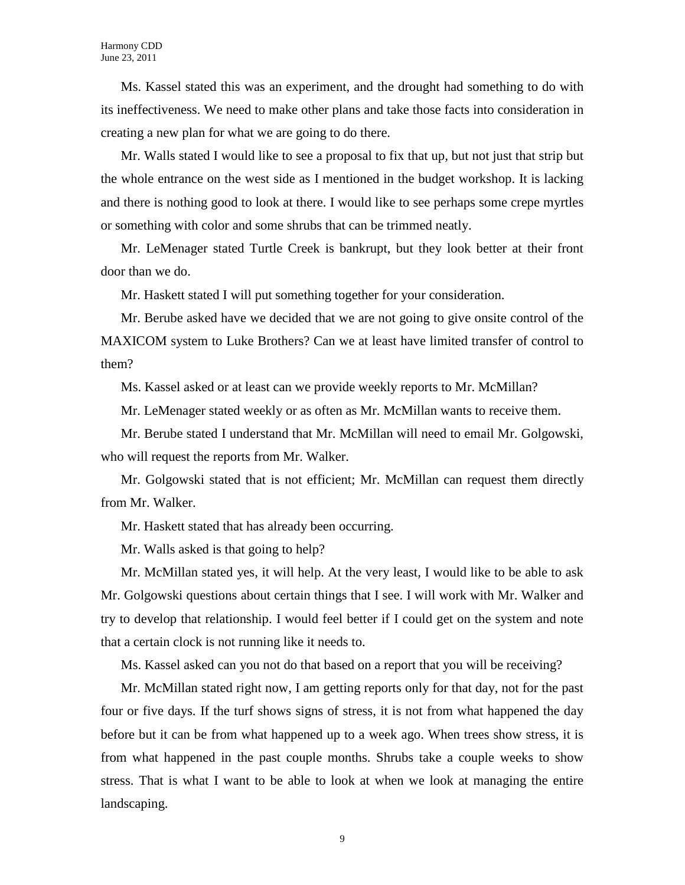Ms. Kassel stated this was an experiment, and the drought had something to do with its ineffectiveness. We need to make other plans and take those facts into consideration in creating a new plan for what we are going to do there.

Mr. Walls stated I would like to see a proposal to fix that up, but not just that strip but the whole entrance on the west side as I mentioned in the budget workshop. It is lacking and there is nothing good to look at there. I would like to see perhaps some crepe myrtles or something with color and some shrubs that can be trimmed neatly.

Mr. LeMenager stated Turtle Creek is bankrupt, but they look better at their front door than we do.

Mr. Haskett stated I will put something together for your consideration.

Mr. Berube asked have we decided that we are not going to give onsite control of the MAXICOM system to Luke Brothers? Can we at least have limited transfer of control to them?

Ms. Kassel asked or at least can we provide weekly reports to Mr. McMillan?

Mr. LeMenager stated weekly or as often as Mr. McMillan wants to receive them.

Mr. Berube stated I understand that Mr. McMillan will need to email Mr. Golgowski, who will request the reports from Mr. Walker.

Mr. Golgowski stated that is not efficient; Mr. McMillan can request them directly from Mr. Walker.

Mr. Haskett stated that has already been occurring.

Mr. Walls asked is that going to help?

Mr. McMillan stated yes, it will help. At the very least, I would like to be able to ask Mr. Golgowski questions about certain things that I see. I will work with Mr. Walker and try to develop that relationship. I would feel better if I could get on the system and note that a certain clock is not running like it needs to.

Ms. Kassel asked can you not do that based on a report that you will be receiving?

Mr. McMillan stated right now, I am getting reports only for that day, not for the past four or five days. If the turf shows signs of stress, it is not from what happened the day before but it can be from what happened up to a week ago. When trees show stress, it is from what happened in the past couple months. Shrubs take a couple weeks to show stress. That is what I want to be able to look at when we look at managing the entire landscaping.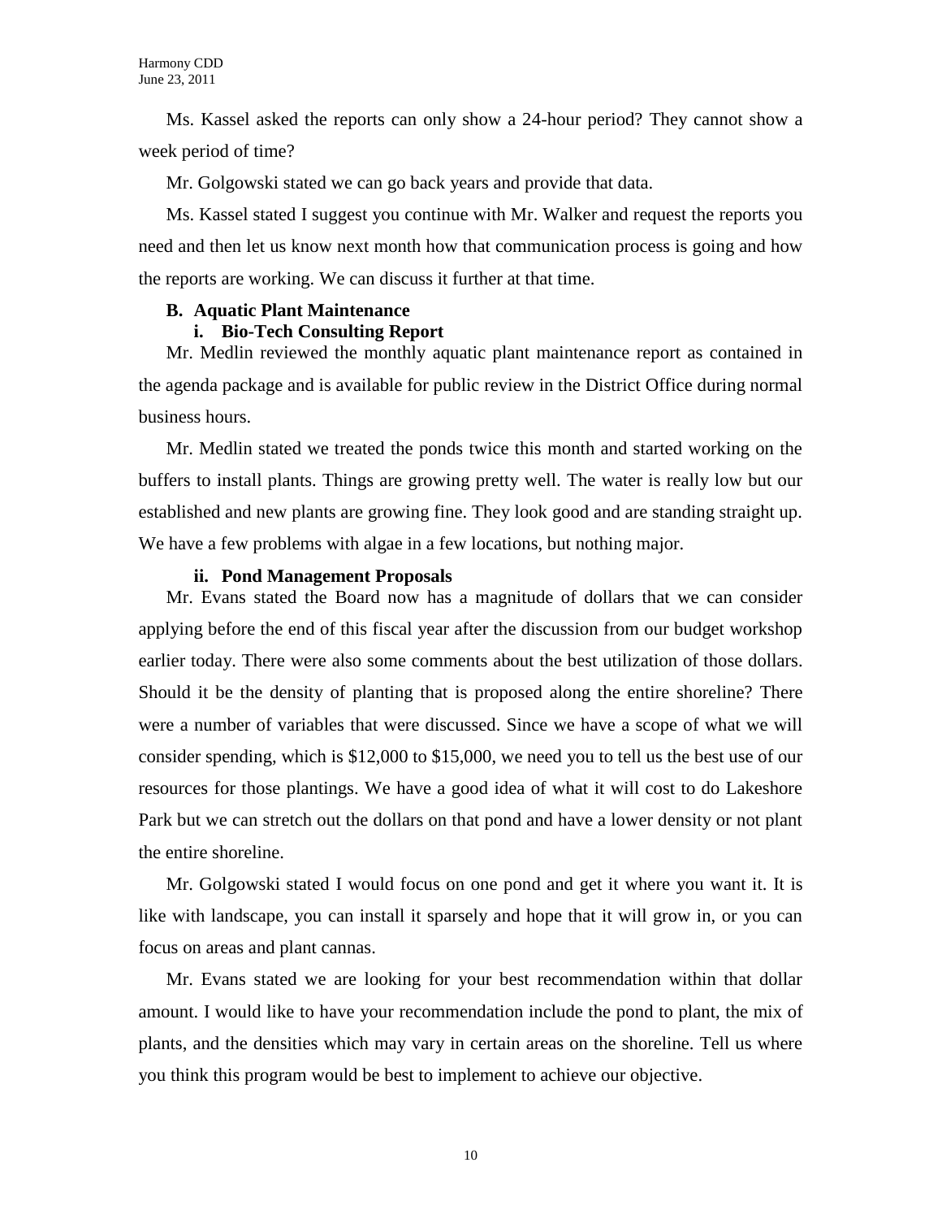Ms. Kassel asked the reports can only show a 24-hour period? They cannot show a week period of time?

Mr. Golgowski stated we can go back years and provide that data.

Ms. Kassel stated I suggest you continue with Mr. Walker and request the reports you need and then let us know next month how that communication process is going and how the reports are working. We can discuss it further at that time.

**B. Aquatic Plant Maintenance**

**i. Bio-Tech Consulting Report**

Mr. Medlin reviewed the monthly aquatic plant maintenance report as contained in the agenda package and is available for public review in the District Office during normal business hours.

Mr. Medlin stated we treated the ponds twice this month and started working on the buffers to install plants. Things are growing pretty well. The water is really low but our established and new plants are growing fine. They look good and are standing straight up. We have a few problems with algae in a few locations, but nothing major.

**ii. Pond Management Proposals**

Mr. Evans stated the Board now has a magnitude of dollars that we can consider applying before the end of this fiscal year after the discussion from our budget workshop earlier today. There were also some comments about the best utilization of those dollars. Should it be the density of planting that is proposed along the entire shoreline? There were a number of variables that were discussed. Since we have a scope of what we will consider spending, which is $12,000 to $15,000, we need you to tell us the best use of our resources for those plantings. We have a good idea of what it will cost to do Lakeshore Park but we can stretch out the dollars on that pond and have a lower density or not plant the entire shoreline.

Mr. Golgowski stated I would focus on one pond and get it where you want it. It is like with landscape, you can install it sparsely and hope that it will grow in, or you can focus on areas and plant cannas.

Mr. Evans stated we are looking for your best recommendation within that dollar amount. I would like to have your recommendation include the pond to plant, the mix of plants, and the densities which may vary in certain areas on the shoreline. Tell us where you think this program would be best to implement to achieve our objective.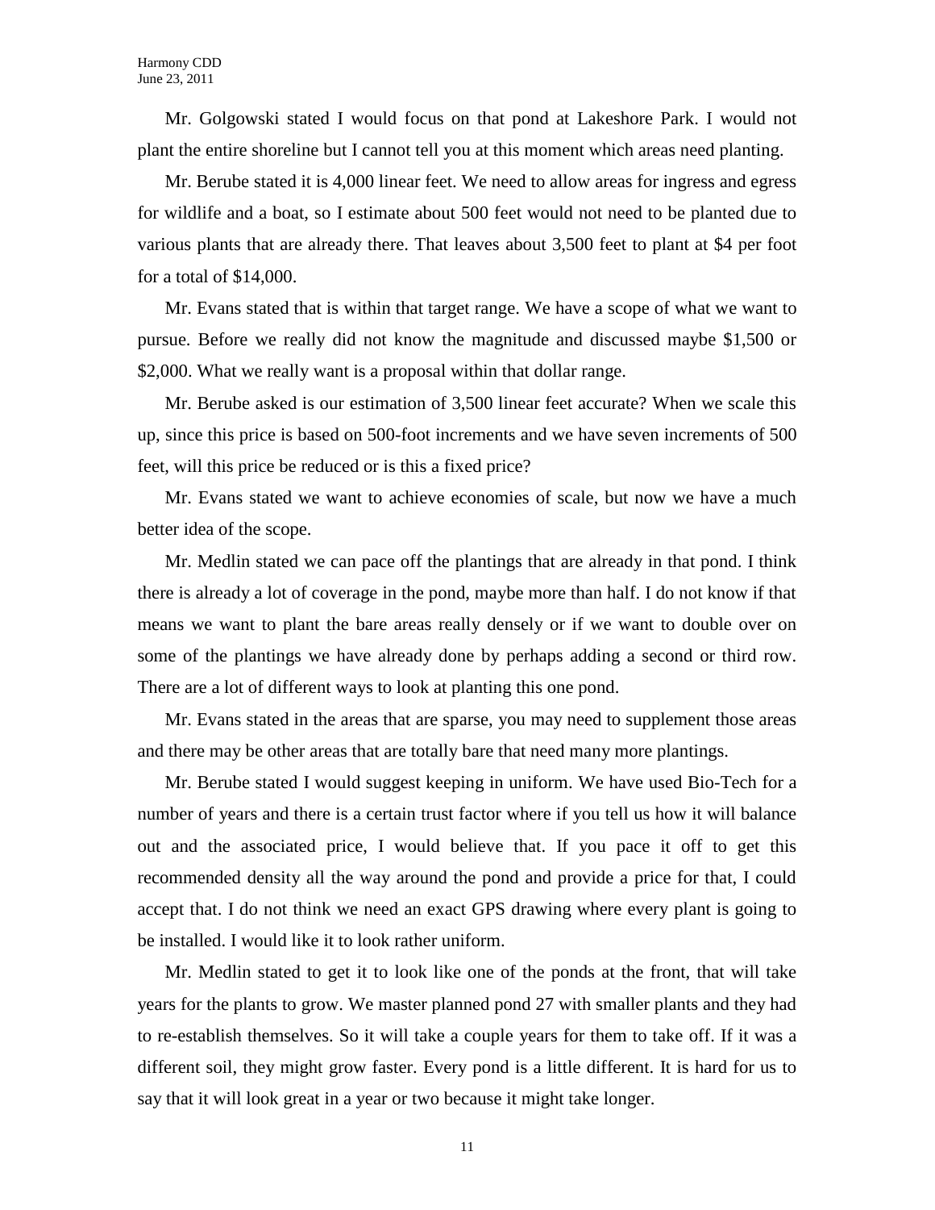Mr. Golgowski stated I would focus on that pond at Lakeshore Park. I would not plant the entire shoreline but I cannot tell you at this moment which areas need planting.

Mr. Berube stated it is 4,000 linear feet. We need to allow areas for ingress and egress for wildlife and a boat, so I estimate about 500 feet would not need to be planted due to various plants that are already there. That leaves about 3,500 feet to plant at $4 per foot for a total of $14,000.

Mr. Evans stated that is within that target range. We have a scope of what we want to pursue. Before we really did not know the magnitude and discussed maybe $1,500 or $2,000. What we really want is a proposal within that dollar range.

Mr. Berube asked is our estimation of 3,500 linear feet accurate? When we scale this up, since this price is based on 500-foot increments and we have seven increments of 500 feet, will this price be reduced or is this a fixed price?

Mr. Evans stated we want to achieve economies of scale, but now we have a much better idea of the scope.

Mr. Medlin stated we can pace off the plantings that are already in that pond. I think there is already a lot of coverage in the pond, maybe more than half. I do not know if that means we want to plant the bare areas really densely or if we want to double over on some of the plantings we have already done by perhaps adding a second or third row. There are a lot of different ways to look at planting this one pond.

Mr. Evans stated in the areas that are sparse, you may need to supplement those areas and there may be other areas that are totally bare that need many more plantings.

Mr. Berube stated I would suggest keeping in uniform. We have used Bio-Tech for a number of years and there is a certain trust factor where if you tell us how it will balance out and the associated price, I would believe that. If you pace it off to get this recommended density all the way around the pond and provide a price for that, I could accept that. I do not think we need an exact GPS drawing where every plant is going to be installed. I would like it to look rather uniform.

Mr. Medlin stated to get it to look like one of the ponds at the front, that will take years for the plants to grow. We master planned pond 27 with smaller plants and they had to re-establish themselves. So it will take a couple years for them to take off. If it was a different soil, they might grow faster. Every pond is a little different. It is hard for us to say that it will look great in a year or two because it might take longer.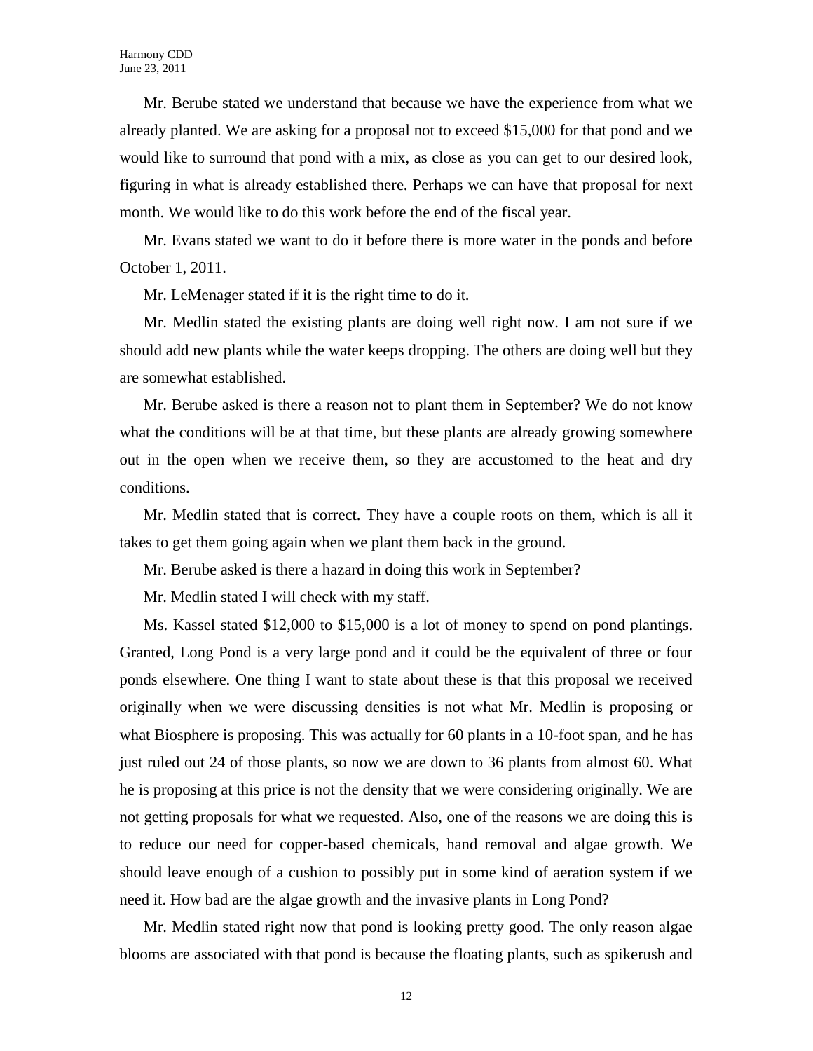Mr. Berube stated we understand that because we have the experience from what we already planted. We are asking for a proposal not to exceed $15,000 for that pond and we would like to surround that pond with a mix, as close as you can get to our desired look, figuring in what is already established there. Perhaps we can have that proposal for next month. We would like to do this work before the end of the fiscal year.

Mr. Evans stated we want to do it before there is more water in the ponds and before October 1, 2011.

Mr. LeMenager stated if it is the right time to do it.

Mr. Medlin stated the existing plants are doing well right now. I am not sure if we should add new plants while the water keeps dropping. The others are doing well but they are somewhat established.

Mr. Berube asked is there a reason not to plant them in September? We do not know what the conditions will be at that time, but these plants are already growing somewhere out in the open when we receive them, so they are accustomed to the heat and dry conditions.

Mr. Medlin stated that is correct. They have a couple roots on them, which is all it takes to get them going again when we plant them back in the ground.

Mr. Berube asked is there a hazard in doing this work in September?

Mr. Medlin stated I will check with my staff.

Ms. Kassel stated $12,000 to $15,000 is a lot of money to spend on pond plantings. Granted, Long Pond is a very large pond and it could be the equivalent of three or four ponds elsewhere. One thing I want to state about these is that this proposal we received originally when we were discussing densities is not what Mr. Medlin is proposing or what Biosphere is proposing. This was actually for 60 plants in a 10-foot span, and he has just ruled out 24 of those plants, so now we are down to 36 plants from almost 60. What he is proposing at this price is not the density that we were considering originally. We are not getting proposals for what we requested. Also, one of the reasons we are doing this is to reduce our need for copper-based chemicals, hand removal and algae growth. We should leave enough of a cushion to possibly put in some kind of aeration system if we need it. How bad are the algae growth and the invasive plants in Long Pond?

Mr. Medlin stated right now that pond is looking pretty good. The only reason algae blooms are associated with that pond is because the floating plants, such as spikerush and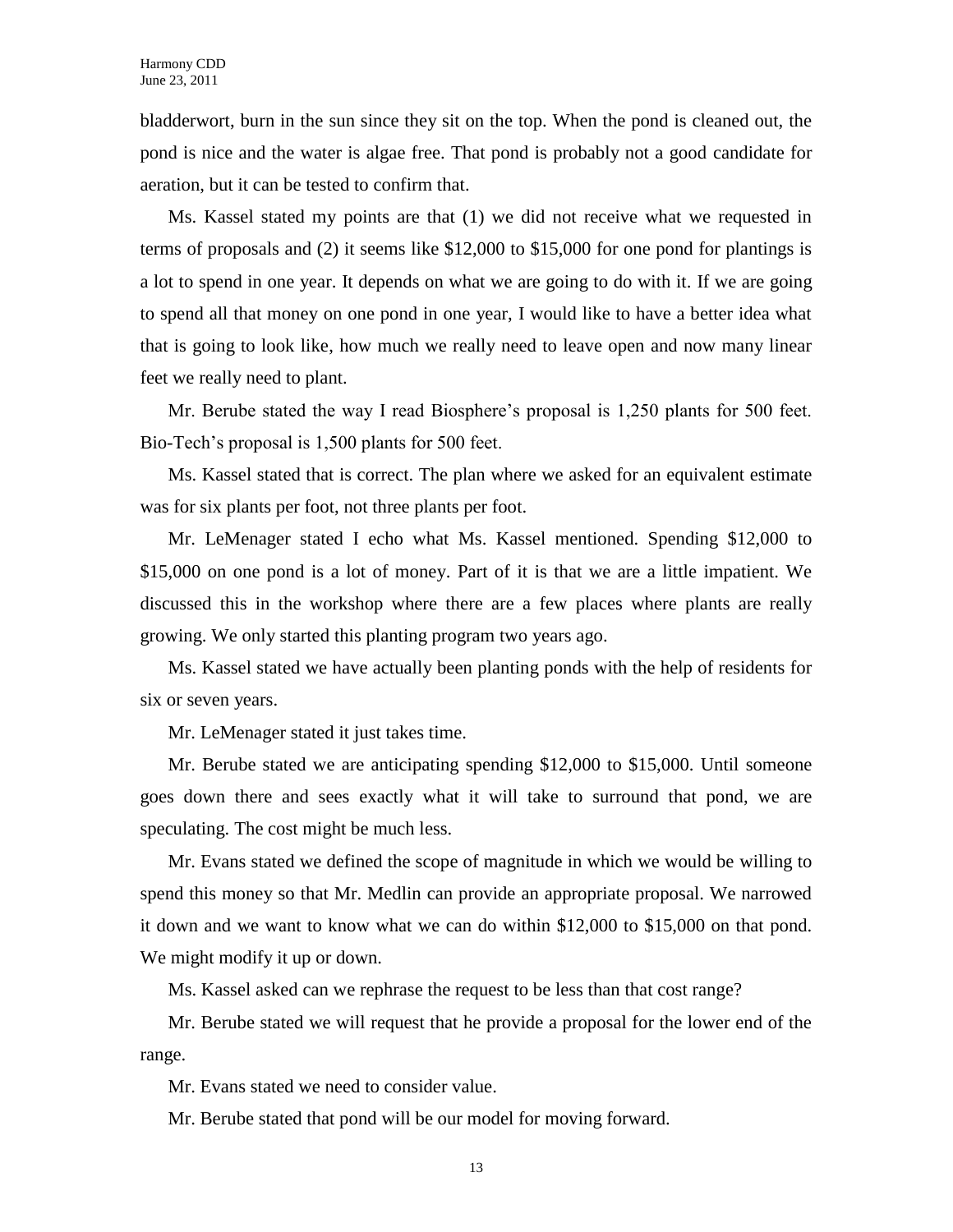bladderwort, burn in the sun since they sit on the top. When the pond is cleaned out, the pond is nice and the water is algae free. That pond is probably not a good candidate for aeration, but it can be tested to confirm that.

Ms. Kassel stated my points are that (1) we did not receive what we requested in terms of proposals and (2) it seems like $12,000 to $15,000 for one pond for plantings is a lot to spend in one year. It depends on what we are going to do with it. If we are going to spend all that money on one pond in one year, I would like to have a better idea what that is going to look like, how much we really need to leave open and now many linear feet we really need to plant.

Mr. Berube stated the way I read Biosphere's proposal is 1,250 plants for 500 feet. Bio-Tech's proposal is 1,500 plants for 500 feet.

Ms. Kassel stated that is correct. The plan where we asked for an equivalent estimate was for six plants per foot, not three plants per foot.

Mr. LeMenager stated I echo what Ms. Kassel mentioned. Spending $12,000 to $15,000 on one pond is a lot of money. Part of it is that we are a little impatient. We discussed this in the workshop where there are a few places where plants are really growing. We only started this planting program two years ago.

Ms. Kassel stated we have actually been planting ponds with the help of residents for six or seven years.

Mr. LeMenager stated it just takes time.

Mr. Berube stated we are anticipating spending $12,000 to $15,000. Until someone goes down there and sees exactly what it will take to surround that pond, we are speculating. The cost might be much less.

Mr. Evans stated we defined the scope of magnitude in which we would be willing to spend this money so that Mr. Medlin can provide an appropriate proposal. We narrowed it down and we want to know what we can do within $12,000 to $15,000 on that pond. We might modify it up or down.

Ms. Kassel asked can we rephrase the request to be less than that cost range?

Mr. Berube stated we will request that he provide a proposal for the lower end of the range.

Mr. Evans stated we need to consider value.

Mr. Berube stated that pond will be our model for moving forward.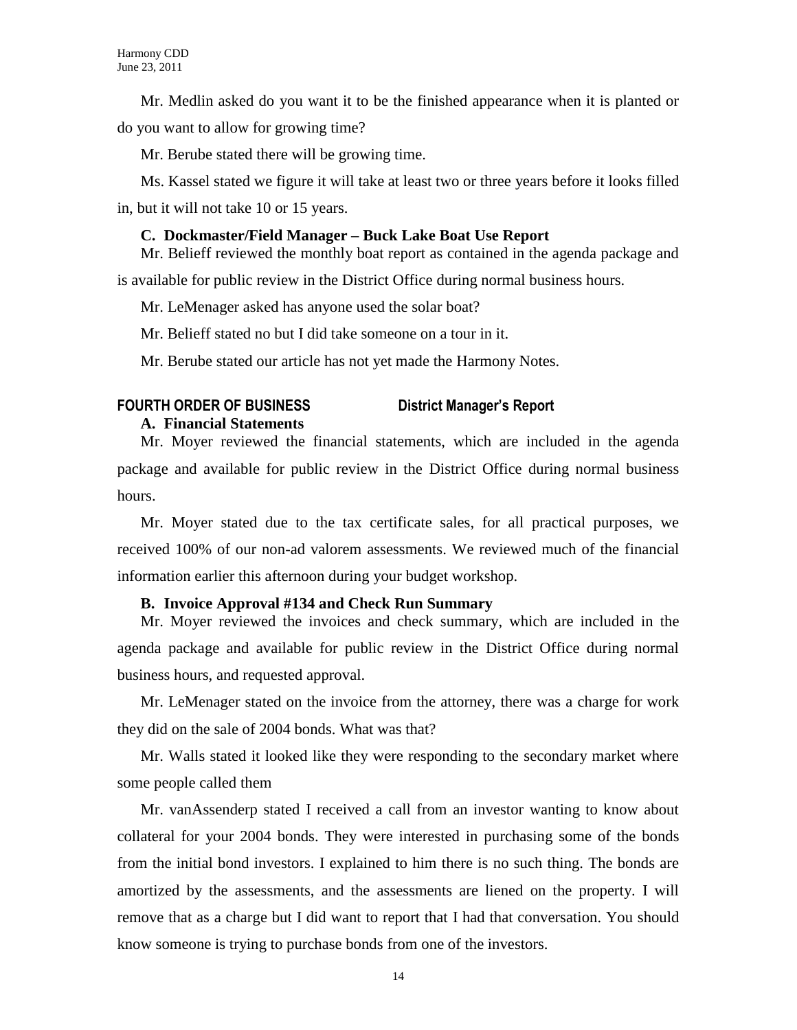Mr. Medlin asked do you want it to be the finished appearance when it is planted or do you want to allow for growing time?

Mr. Berube stated there will be growing time.

Ms. Kassel stated we figure it will take at least two or three years before it looks filled in, but it will not take 10 or 15 years.

**C. Dockmaster/Field Manager – Buck Lake Boat Use Report**

Mr. Belieff reviewed the monthly boat report as contained in the agenda package and is available for public review in the District Office during normal business hours.

Mr. LeMenager asked has anyone used the solar boat?

Mr. Belieff stated no but I did take someone on a tour in it.

Mr. Berube stated our article has not yet made the Harmony Notes.

## FOURTH ORDER OF BUSINESS District Manager's Report

**A. Financial Statements**

Mr. Moyer reviewed the financial statements, which are included in the agenda package and available for public review in the District Office during normal business hours.

Mr. Moyer stated due to the tax certificate sales, for all practical purposes, we received 100% of our non-ad valorem assessments. We reviewed much of the financial information earlier this afternoon during your budget workshop.

**B. Invoice Approval #134 and Check Run Summary**

Mr. Moyer reviewed the invoices and check summary, which are included in the agenda package and available for public review in the District Office during normal business hours, and requested approval.

Mr. LeMenager stated on the invoice from the attorney, there was a charge for work they did on the sale of 2004 bonds. What was that?

Mr. Walls stated it looked like they were responding to the secondary market where some people called them

Mr. vanAssenderp stated I received a call from an investor wanting to know about collateral for your 2004 bonds. They were interested in purchasing some of the bonds from the initial bond investors. I explained to him there is no such thing. The bonds are amortized by the assessments, and the assessments are liened on the property. I will remove that as a charge but I did want to report that I had that conversation. You should know someone is trying to purchase bonds from one of the investors.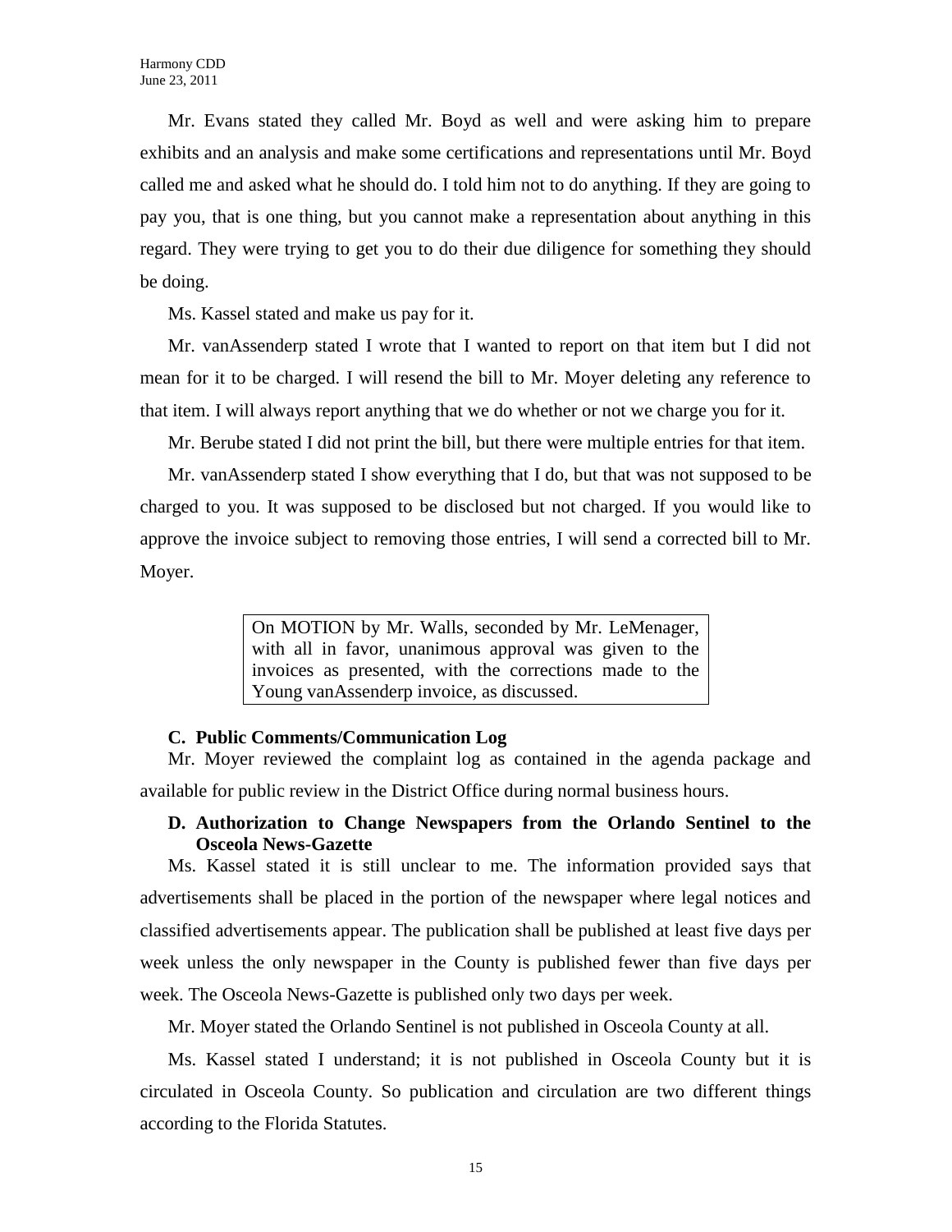Mr. Evans stated they called Mr. Boyd as well and were asking him to prepare exhibits and an analysis and make some certifications and representations until Mr. Boyd called me and asked what he should do. I told him not to do anything. If they are going to pay you, that is one thing, but you cannot make a representation about anything in this regard. They were trying to get you to do their due diligence for something they should be doing.

Ms. Kassel stated and make us pay for it.

Mr. vanAssenderp stated I wrote that I wanted to report on that item but I did not mean for it to be charged. I will resend the bill to Mr. Moyer deleting any reference to that item. I will always report anything that we do whether or not we charge you for it.

Mr. Berube stated I did not print the bill, but there were multiple entries for that item.

Mr. vanAssenderp stated I show everything that I do, but that was not supposed to be charged to you. It was supposed to be disclosed but not charged. If you would like to approve the invoice subject to removing those entries, I will send a corrected bill to Mr. Moyer.

> On MOTION by Mr. Walls, seconded by Mr. LeMenager, with all in favor, unanimous approval was given to the invoices as presented, with the corrections made to the Young vanAssenderp invoice, as discussed.

**C. Public Comments/Communication Log**

Mr. Moyer reviewed the complaint log as contained in the agenda package and available for public review in the District Office during normal business hours.

**D. Authorization to Change Newspapers from the Orlando Sentinel to the Osceola News-Gazette**

Ms. Kassel stated it is still unclear to me. The information provided says that advertisements shall be placed in the portion of the newspaper where legal notices and classified advertisements appear. The publication shall be published at least five days per week unless the only newspaper in the County is published fewer than five days per week. The Osceola News-Gazette is published only two days per week.

Mr. Moyer stated the Orlando Sentinel is not published in Osceola County at all.

Ms. Kassel stated I understand; it is not published in Osceola County but it is circulated in Osceola County. So publication and circulation are two different things according to the Florida Statutes.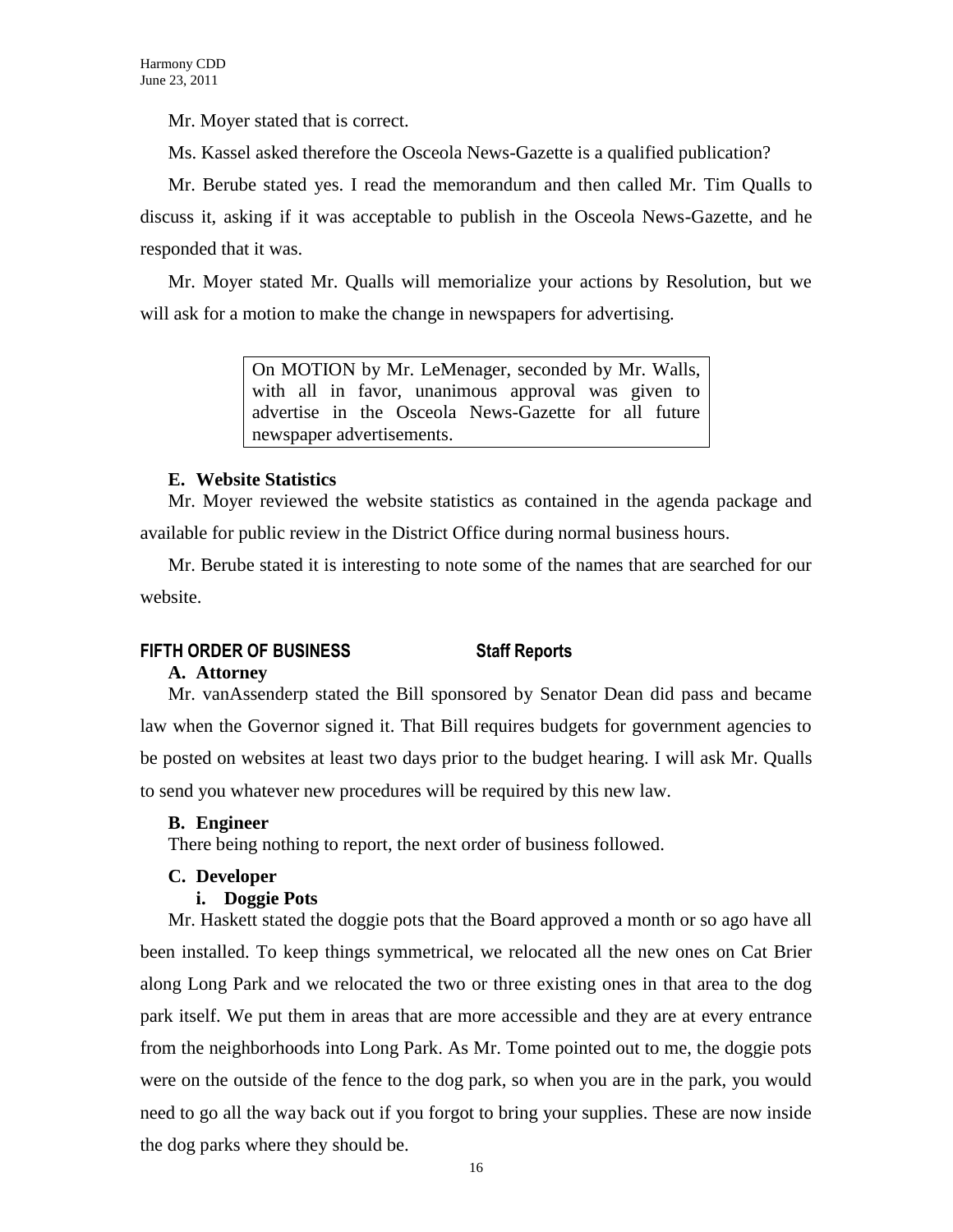Mr. Moyer stated that is correct.

Ms. Kassel asked therefore the Osceola News-Gazette is a qualified publication?

Mr. Berube stated yes. I read the memorandum and then called Mr. Tim Qualls to discuss it, asking if it was acceptable to publish in the Osceola News-Gazette, and he responded that it was.

Mr. Moyer stated Mr. Qualls will memorialize your actions by Resolution, but we will ask for a motion to make the change in newspapers for advertising.

> On MOTION by Mr. LeMenager, seconded by Mr. Walls, with all in favor, unanimous approval was given to advertise in the Osceola News-Gazette for all future newspaper advertisements.

**E. Website Statistics**

Mr. Moyer reviewed the website statistics as contained in the agenda package and available for public review in the District Office during normal business hours.

Mr. Berube stated it is interesting to note some of the names that are searched for our website.

## FIFTH ORDER OF BUSINESS Staff Reports

**A. Attorney**

Mr. vanAssenderp stated the Bill sponsored by Senator Dean did pass and became law when the Governor signed it. That Bill requires budgets for government agencies to be posted on websites at least two days prior to the budget hearing. I will ask Mr. Qualls to send you whatever new procedures will be required by this new law.

**B. Engineer**

There being nothing to report, the next order of business followed.

**C. Developer**

**i. Doggie Pots**

Mr. Haskett stated the doggie pots that the Board approved a month or so ago have all been installed. To keep things symmetrical, we relocated all the new ones on Cat Brier along Long Park and we relocated the two or three existing ones in that area to the dog park itself. We put them in areas that are more accessible and they are at every entrance from the neighborhoods into Long Park. As Mr. Tome pointed out to me, the doggie pots were on the outside of the fence to the dog park, so when you are in the park, you would need to go all the way back out if you forgot to bring your supplies. These are now inside the dog parks where they should be.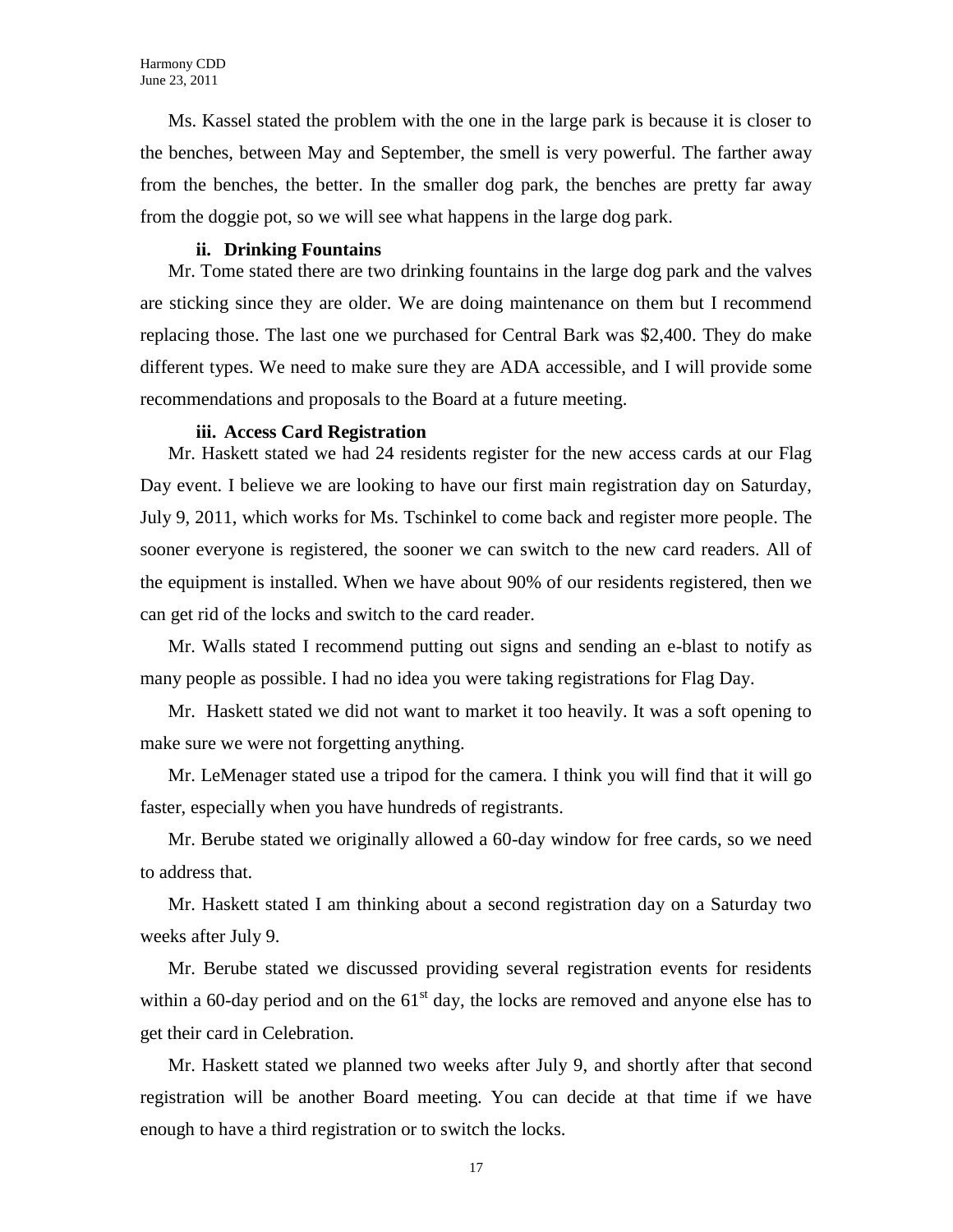Ms. Kassel stated the problem with the one in the large park is because it is closer to the benches, between May and September, the smell is very powerful. The farther away from the benches, the better. In the smaller dog park, the benches are pretty far away from the doggie pot, so we will see what happens in the large dog park.

**ii. Drinking Fountains**

Mr. Tome stated there are two drinking fountains in the large dog park and the valves are sticking since they are older. We are doing maintenance on them but I recommend replacing those. The last one we purchased for Central Bark was $2,400. They do make different types. We need to make sure they are ADA accessible, and I will provide some recommendations and proposals to the Board at a future meeting.

**iii. Access Card Registration**

Mr. Haskett stated we had 24 residents register for the new access cards at our Flag Day event. I believe we are looking to have our first main registration day on Saturday, July 9, 2011, which works for Ms. Tschinkel to come back and register more people. The sooner everyone is registered, the sooner we can switch to the new card readers. All of the equipment is installed. When we have about 90% of our residents registered, then we can get rid of the locks and switch to the card reader.

Mr. Walls stated I recommend putting out signs and sending an e-blast to notify as many people as possible. I had no idea you were taking registrations for Flag Day.

Mr. Haskett stated we did not want to market it too heavily. It was a soft opening to make sure we were not forgetting anything.

Mr. LeMenager stated use a tripod for the camera. I think you will find that it will go faster, especially when you have hundreds of registrants.

Mr. Berube stated we originally allowed a 60-day window for free cards, so we need to address that.

Mr. Haskett stated I am thinking about a second registration day on a Saturday two weeks after July 9.

Mr. Berube stated we discussed providing several registration events for residents within a 60-day period and on the 61st day, the locks are removed and anyone else has to get their card in Celebration.

Mr. Haskett stated we planned two weeks after July 9, and shortly after that second registration will be another Board meeting. You can decide at that time if we have enough to have a third registration or to switch the locks.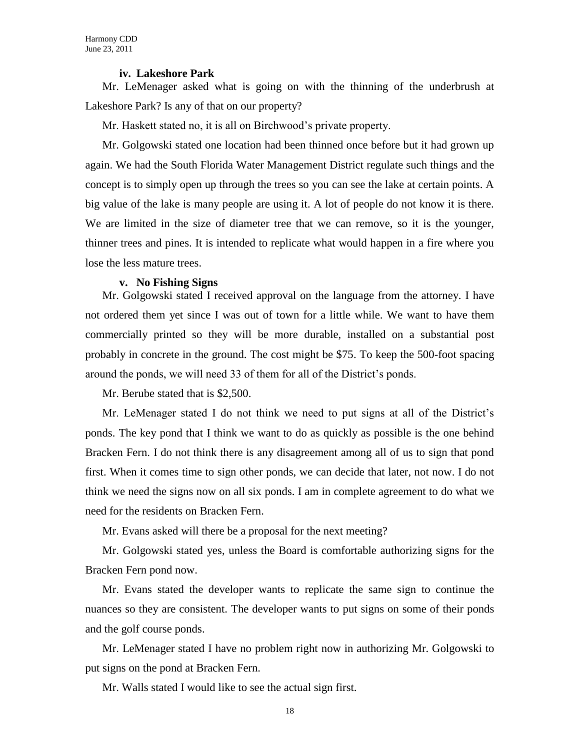**iv. Lakeshore Park**

Mr. LeMenager asked what is going on with the thinning of the underbrush at Lakeshore Park? Is any of that on our property?

Mr. Haskett stated no, it is all on Birchwood's private property.

Mr. Golgowski stated one location had been thinned once before but it had grown up again. We had the South Florida Water Management District regulate such things and the concept is to simply open up through the trees so you can see the lake at certain points. A big value of the lake is many people are using it. A lot of people do not know it is there. We are limited in the size of diameter tree that we can remove, so it is the younger, thinner trees and pines. It is intended to replicate what would happen in a fire where you lose the less mature trees.

**v. No Fishing Signs**

Mr. Golgowski stated I received approval on the language from the attorney. I have not ordered them yet since I was out of town for a little while. We want to have them commercially printed so they will be more durable, installed on a substantial post probably in concrete in the ground. The cost might be $75. To keep the 500-foot spacing around the ponds, we will need 33 of them for all of the District's ponds.

Mr. Berube stated that is $2,500.

Mr. LeMenager stated I do not think we need to put signs at all of the District's ponds. The key pond that I think we want to do as quickly as possible is the one behind Bracken Fern. I do not think there is any disagreement among all of us to sign that pond first. When it comes time to sign other ponds, we can decide that later, not now. I do not think we need the signs now on all six ponds. I am in complete agreement to do what we need for the residents on Bracken Fern.

Mr. Evans asked will there be a proposal for the next meeting?

Mr. Golgowski stated yes, unless the Board is comfortable authorizing signs for the Bracken Fern pond now.

Mr. Evans stated the developer wants to replicate the same sign to continue the nuances so they are consistent. The developer wants to put signs on some of their ponds and the golf course ponds.

Mr. LeMenager stated I have no problem right now in authorizing Mr. Golgowski to put signs on the pond at Bracken Fern.

Mr. Walls stated I would like to see the actual sign first.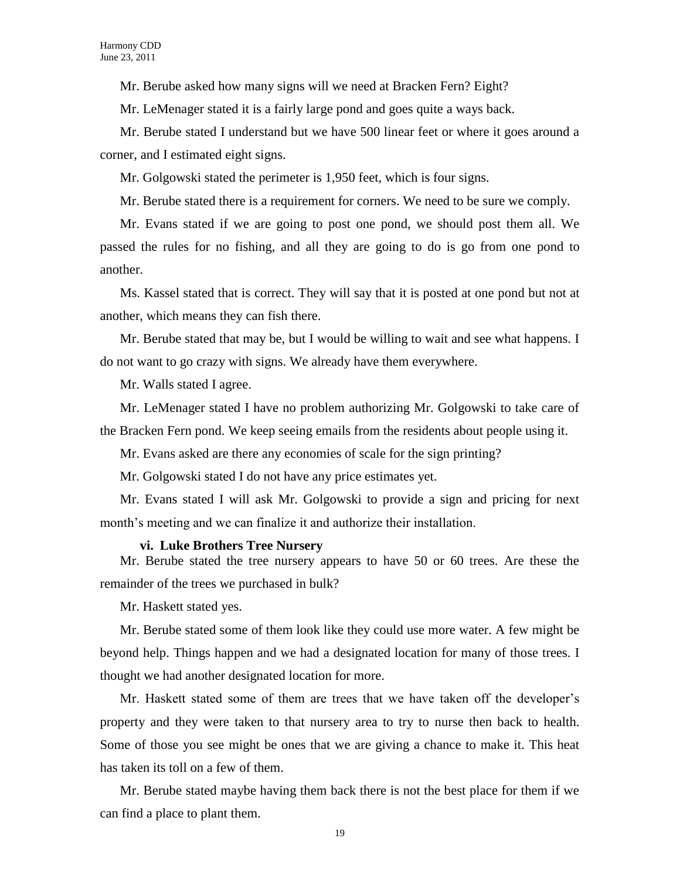Mr. Berube asked how many signs will we need at Bracken Fern? Eight?

Mr. LeMenager stated it is a fairly large pond and goes quite a ways back.

Mr. Berube stated I understand but we have 500 linear feet or where it goes around a corner, and I estimated eight signs.

Mr. Golgowski stated the perimeter is 1,950 feet, which is four signs.

Mr. Berube stated there is a requirement for corners. We need to be sure we comply.

Mr. Evans stated if we are going to post one pond, we should post them all. We passed the rules for no fishing, and all they are going to do is go from one pond to another.

Ms. Kassel stated that is correct. They will say that it is posted at one pond but not at another, which means they can fish there.

Mr. Berube stated that may be, but I would be willing to wait and see what happens. I do not want to go crazy with signs. We already have them everywhere.

Mr. Walls stated I agree.

Mr. LeMenager stated I have no problem authorizing Mr. Golgowski to take care of the Bracken Fern pond. We keep seeing emails from the residents about people using it.

Mr. Evans asked are there any economies of scale for the sign printing?

Mr. Golgowski stated I do not have any price estimates yet.

Mr. Evans stated I will ask Mr. Golgowski to provide a sign and pricing for next month's meeting and we can finalize it and authorize their installation.

**vi. Luke Brothers Tree Nursery**

Mr. Berube stated the tree nursery appears to have 50 or 60 trees. Are these the remainder of the trees we purchased in bulk?

Mr. Haskett stated yes.

Mr. Berube stated some of them look like they could use more water. A few might be beyond help. Things happen and we had a designated location for many of those trees. I thought we had another designated location for more.

Mr. Haskett stated some of them are trees that we have taken off the developer's property and they were taken to that nursery area to try to nurse then back to health. Some of those you see might be ones that we are giving a chance to make it. This heat has taken its toll on a few of them.

Mr. Berube stated maybe having them back there is not the best place for them if we can find a place to plant them.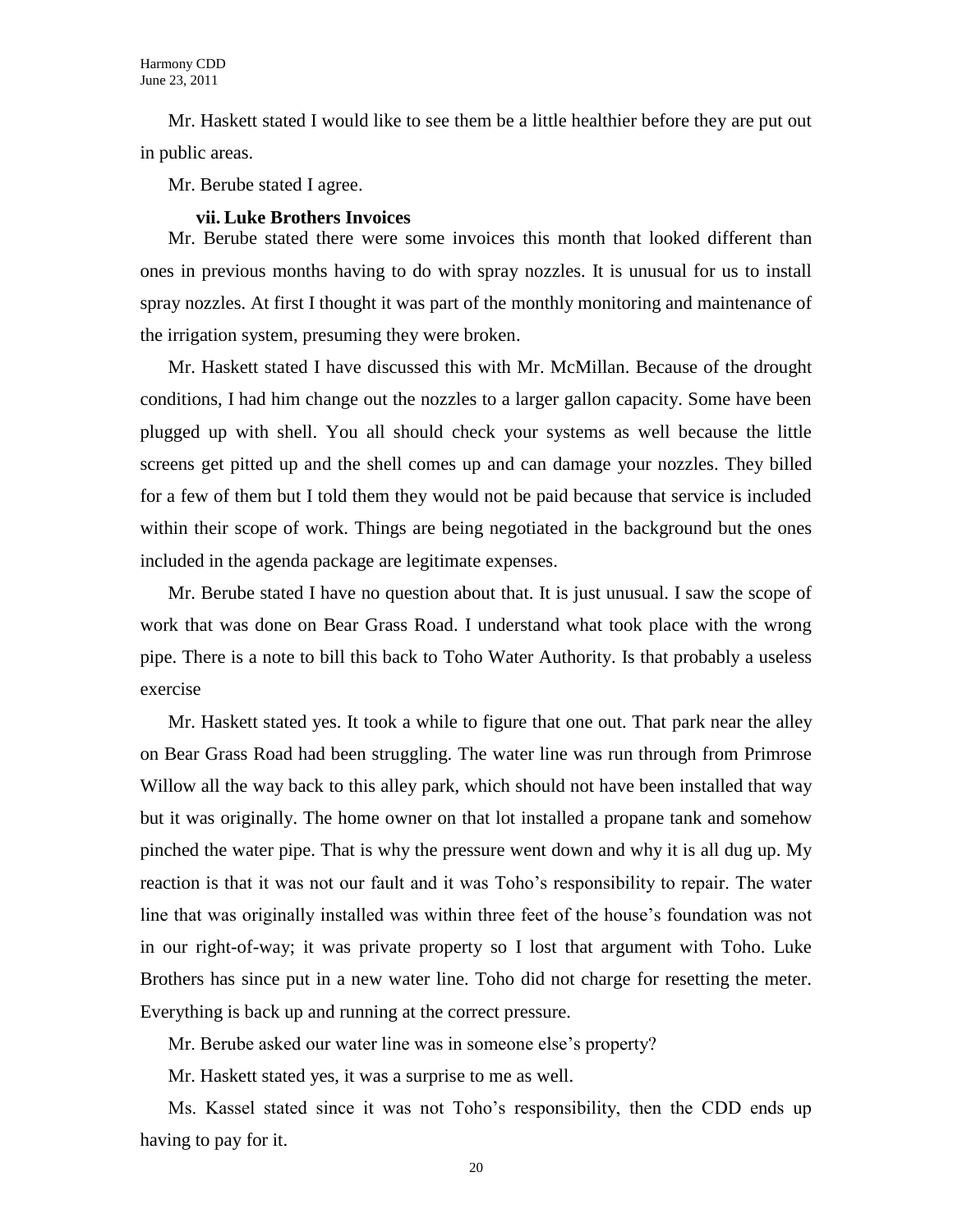Mr. Haskett stated I would like to see them be a little healthier before they are put out in public areas.

Mr. Berube stated I agree.

**vii. Luke Brothers Invoices**

Mr. Berube stated there were some invoices this month that looked different than ones in previous months having to do with spray nozzles. It is unusual for us to install spray nozzles. At first I thought it was part of the monthly monitoring and maintenance of the irrigation system, presuming they were broken.

Mr. Haskett stated I have discussed this with Mr. McMillan. Because of the drought conditions, I had him change out the nozzles to a larger gallon capacity. Some have been plugged up with shell. You all should check your systems as well because the little screens get pitted up and the shell comes up and can damage your nozzles. They billed for a few of them but I told them they would not be paid because that service is included within their scope of work. Things are being negotiated in the background but the ones included in the agenda package are legitimate expenses.

Mr. Berube stated I have no question about that. It is just unusual. I saw the scope of work that was done on Bear Grass Road. I understand what took place with the wrong pipe. There is a note to bill this back to Toho Water Authority. Is that probably a useless exercise

Mr. Haskett stated yes. It took a while to figure that one out. That park near the alley on Bear Grass Road had been struggling. The water line was run through from Primrose Willow all the way back to this alley park, which should not have been installed that way but it was originally. The home owner on that lot installed a propane tank and somehow pinched the water pipe. That is why the pressure went down and why it is all dug up. My reaction is that it was not our fault and it was Toho's responsibility to repair. The water line that was originally installed was within three feet of the house's foundation was not in our right-of-way; it was private property so I lost that argument with Toho. Luke Brothers has since put in a new water line. Toho did not charge for resetting the meter. Everything is back up and running at the correct pressure.

Mr. Berube asked our water line was in someone else's property?

Mr. Haskett stated yes, it was a surprise to me as well.

Ms. Kassel stated since it was not Toho's responsibility, then the CDD ends up having to pay for it.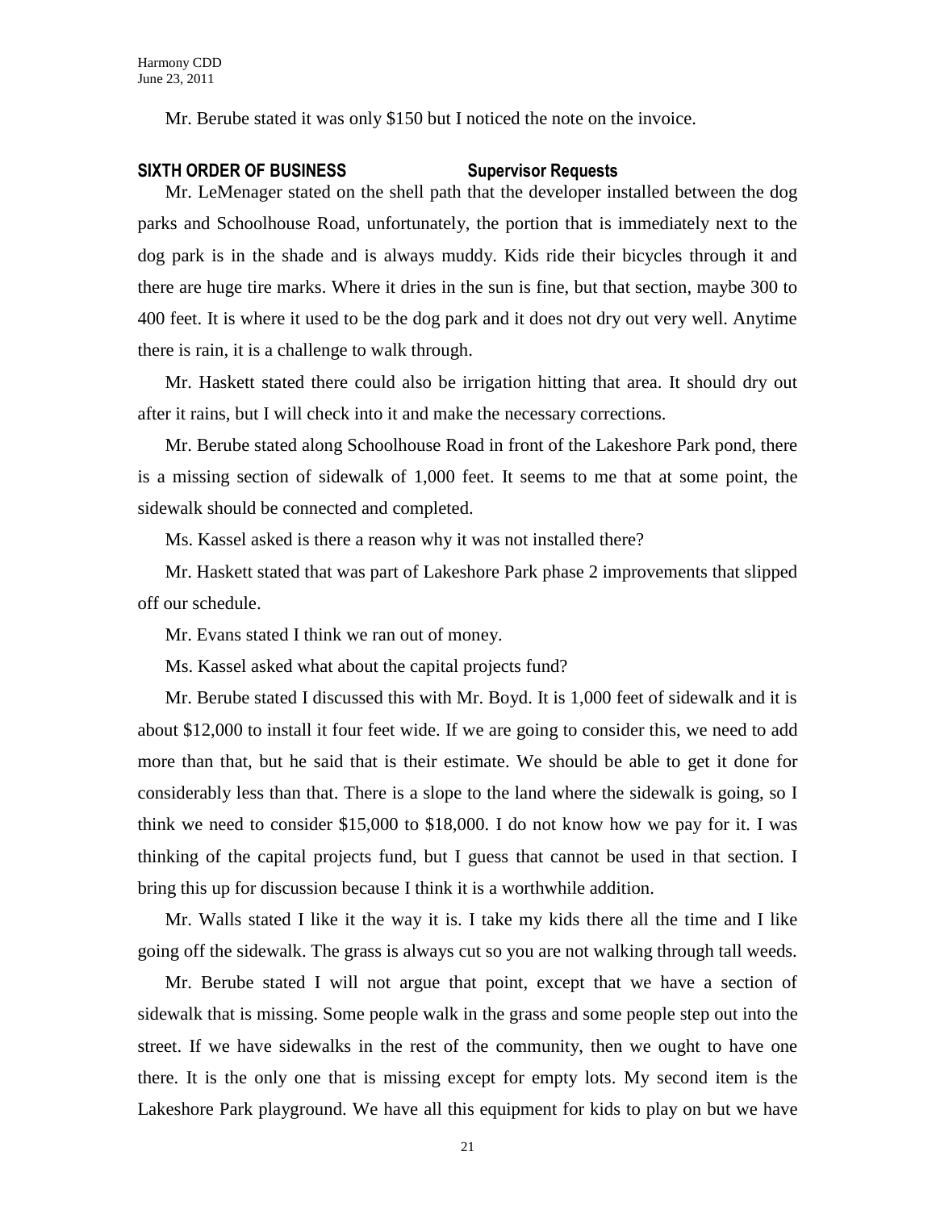Mr. Berube stated it was only $150 but I noticed the note on the invoice.

**SIXTH ORDER OF BUSINESS Supervisor Requests**

Mr. LeMenager stated on the shell path that the developer installed between the dog parks and Schoolhouse Road, unfortunately, the portion that is immediately next to the dog park is in the shade and is always muddy. Kids ride their bicycles through it and there are huge tire marks. Where it dries in the sun is fine, but that section, maybe 300 to 400 feet. It is where it used to be the dog park and it does not dry out very well. Anytime there is rain, it is a challenge to walk through.

Mr. Haskett stated there could also be irrigation hitting that area. It should dry out after it rains, but I will check into it and make the necessary corrections.

Mr. Berube stated along Schoolhouse Road in front of the Lakeshore Park pond, there is a missing section of sidewalk of 1,000 feet. It seems to me that at some point, the sidewalk should be connected and completed.

Ms. Kassel asked is there a reason why it was not installed there?

Mr. Haskett stated that was part of Lakeshore Park phase 2 improvements that slipped off our schedule.

Mr. Evans stated I think we ran out of money.

Ms. Kassel asked what about the capital projects fund?

Mr. Berube stated I discussed this with Mr. Boyd. It is 1,000 feet of sidewalk and it is about $12,000 to install it four feet wide. If we are going to consider this, we need to add more than that, but he said that is their estimate. We should be able to get it done for considerably less than that. There is a slope to the land where the sidewalk is going, so I think we need to consider $15,000 to $18,000. I do not know how we pay for it. I was thinking of the capital projects fund, but I guess that cannot be used in that section. I bring this up for discussion because I think it is a worthwhile addition.

Mr. Walls stated I like it the way it is. I take my kids there all the time and I like going off the sidewalk. The grass is always cut so you are not walking through tall weeds.

Mr. Berube stated I will not argue that point, except that we have a section of sidewalk that is missing. Some people walk in the grass and some people step out into the street. If we have sidewalks in the rest of the community, then we ought to have one there. It is the only one that is missing except for empty lots. My second item is the Lakeshore Park playground. We have all this equipment for kids to play on but we have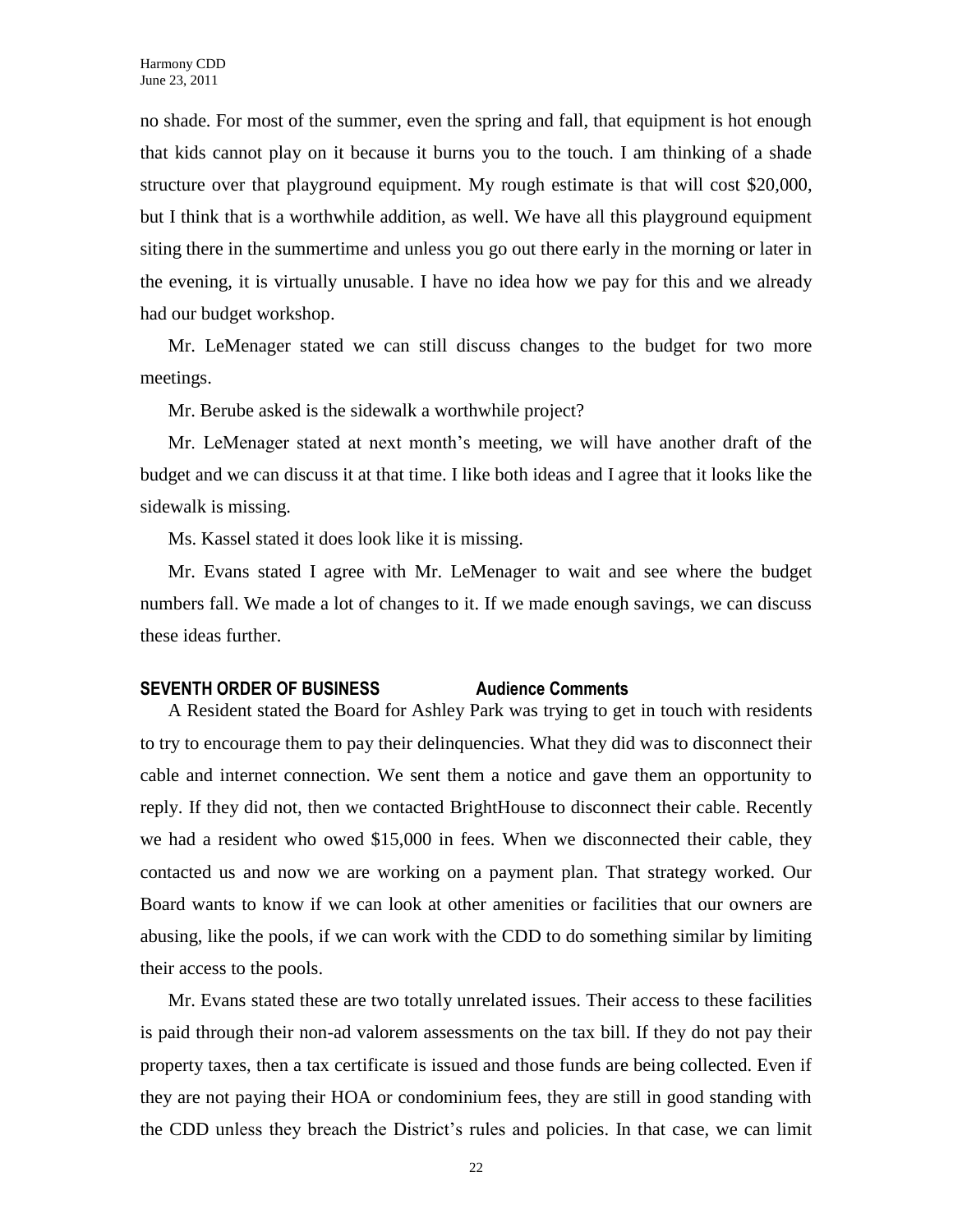no shade. For most of the summer, even the spring and fall, that equipment is hot enough that kids cannot play on it because it burns you to the touch. I am thinking of a shade structure over that playground equipment. My rough estimate is that will cost $20,000, but I think that is a worthwhile addition, as well. We have all this playground equipment siting there in the summertime and unless you go out there early in the morning or later in the evening, it is virtually unusable. I have no idea how we pay for this and we already had our budget workshop.

Mr. LeMenager stated we can still discuss changes to the budget for two more meetings.

Mr. Berube asked is the sidewalk a worthwhile project?

Mr. LeMenager stated at next month's meeting, we will have another draft of the budget and we can discuss it at that time. I like both ideas and I agree that it looks like the sidewalk is missing.

Ms. Kassel stated it does look like it is missing.

Mr. Evans stated I agree with Mr. LeMenager to wait and see where the budget numbers fall. We made a lot of changes to it. If we made enough savings, we can discuss these ideas further.

**SEVENTH ORDER OF BUSINESS Audience Comments**

A Resident stated the Board for Ashley Park was trying to get in touch with residents to try to encourage them to pay their delinquencies. What they did was to disconnect their cable and internet connection. We sent them a notice and gave them an opportunity to reply. If they did not, then we contacted BrightHouse to disconnect their cable. Recently we had a resident who owed $15,000 in fees. When we disconnected their cable, they contacted us and now we are working on a payment plan. That strategy worked. Our Board wants to know if we can look at other amenities or facilities that our owners are abusing, like the pools, if we can work with the CDD to do something similar by limiting their access to the pools.

Mr. Evans stated these are two totally unrelated issues. Their access to these facilities is paid through their non-ad valorem assessments on the tax bill. If they do not pay their property taxes, then a tax certificate is issued and those funds are being collected. Even if they are not paying their HOA or condominium fees, they are still in good standing with the CDD unless they breach the District's rules and policies. In that case, we can limit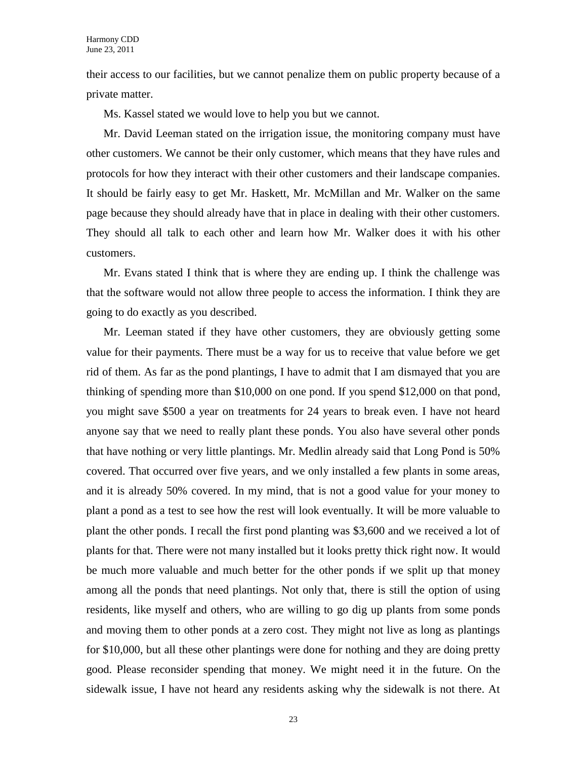their access to our facilities, but we cannot penalize them on public property because of a private matter.

Ms. Kassel stated we would love to help you but we cannot.

Mr. David Leeman stated on the irrigation issue, the monitoring company must have other customers. We cannot be their only customer, which means that they have rules and protocols for how they interact with their other customers and their landscape companies. It should be fairly easy to get Mr. Haskett, Mr. McMillan and Mr. Walker on the same page because they should already have that in place in dealing with their other customers. They should all talk to each other and learn how Mr. Walker does it with his other customers.

Mr. Evans stated I think that is where they are ending up. I think the challenge was that the software would not allow three people to access the information. I think they are going to do exactly as you described.

Mr. Leeman stated if they have other customers, they are obviously getting some value for their payments. There must be a way for us to receive that value before we get rid of them. As far as the pond plantings, I have to admit that I am dismayed that you are thinking of spending more than $10,000 on one pond. If you spend $12,000 on that pond, you might save $500 a year on treatments for 24 years to break even. I have not heard anyone say that we need to really plant these ponds. You also have several other ponds that have nothing or very little plantings. Mr. Medlin already said that Long Pond is 50% covered. That occurred over five years, and we only installed a few plants in some areas, and it is already 50% covered. In my mind, that is not a good value for your money to plant a pond as a test to see how the rest will look eventually. It will be more valuable to plant the other ponds. I recall the first pond planting was $3,600 and we received a lot of plants for that. There were not many installed but it looks pretty thick right now. It would be much more valuable and much better for the other ponds if we split up that money among all the ponds that need plantings. Not only that, there is still the option of using residents, like myself and others, who are willing to go dig up plants from some ponds and moving them to other ponds at a zero cost. They might not live as long as plantings for $10,000, but all these other plantings were done for nothing and they are doing pretty good. Please reconsider spending that money. We might need it in the future. On the sidewalk issue, I have not heard any residents asking why the sidewalk is not there. At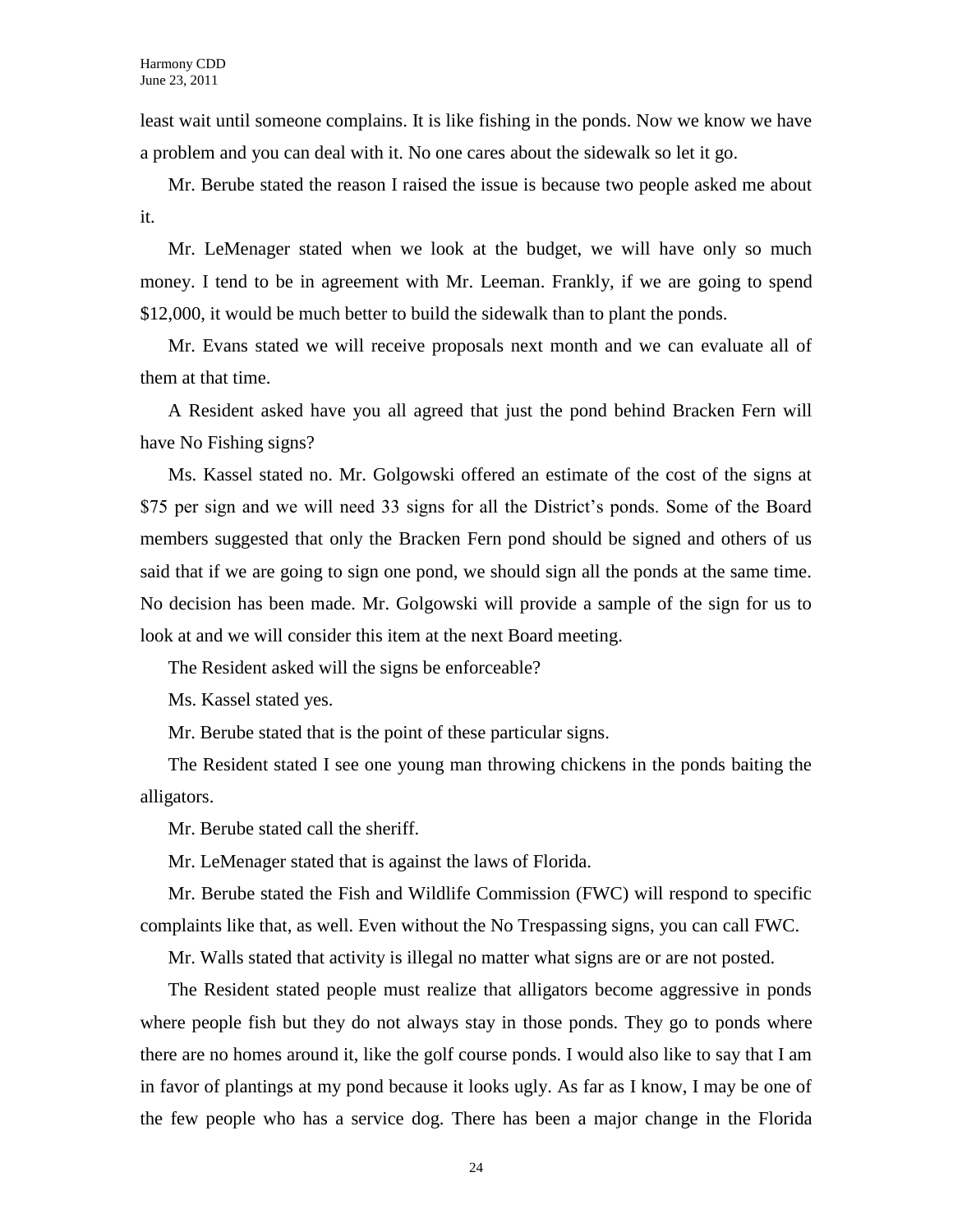least wait until someone complains. It is like fishing in the ponds. Now we know we have a problem and you can deal with it. No one cares about the sidewalk so let it go.

Mr. Berube stated the reason I raised the issue is because two people asked me about it.

Mr. LeMenager stated when we look at the budget, we will have only so much money. I tend to be in agreement with Mr. Leeman. Frankly, if we are going to spend $12,000, it would be much better to build the sidewalk than to plant the ponds.

Mr. Evans stated we will receive proposals next month and we can evaluate all of them at that time.

A Resident asked have you all agreed that just the pond behind Bracken Fern will have No Fishing signs?

Ms. Kassel stated no. Mr. Golgowski offered an estimate of the cost of the signs at $75 per sign and we will need 33 signs for all the District's ponds. Some of the Board members suggested that only the Bracken Fern pond should be signed and others of us said that if we are going to sign one pond, we should sign all the ponds at the same time. No decision has been made. Mr. Golgowski will provide a sample of the sign for us to look at and we will consider this item at the next Board meeting.

The Resident asked will the signs be enforceable?

Ms. Kassel stated yes.

Mr. Berube stated that is the point of these particular signs.

The Resident stated I see one young man throwing chickens in the ponds baiting the alligators.

Mr. Berube stated call the sheriff.

Mr. LeMenager stated that is against the laws of Florida.

Mr. Berube stated the Fish and Wildlife Commission (FWC) will respond to specific complaints like that, as well. Even without the No Trespassing signs, you can call FWC.

Mr. Walls stated that activity is illegal no matter what signs are or are not posted.

The Resident stated people must realize that alligators become aggressive in ponds where people fish but they do not always stay in those ponds. They go to ponds where there are no homes around it, like the golf course ponds. I would also like to say that I am in favor of plantings at my pond because it looks ugly. As far as I know, I may be one of the few people who has a service dog. There has been a major change in the Florida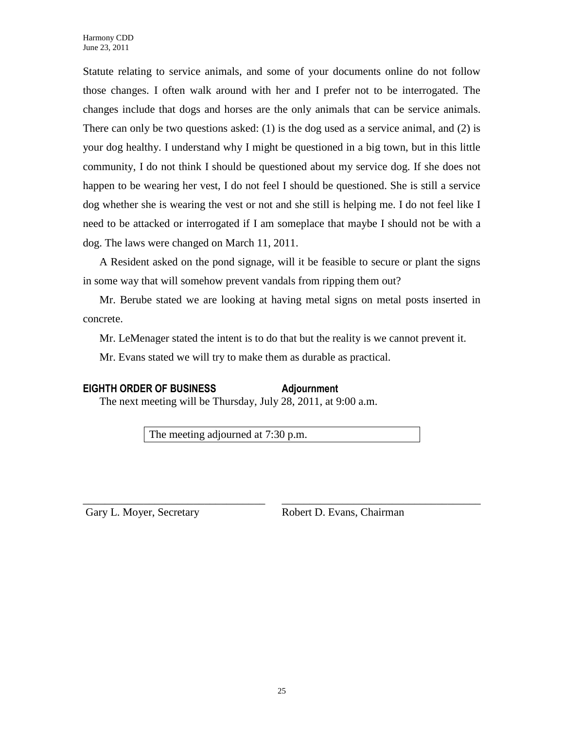Statute relating to service animals, and some of your documents online do not follow those changes. I often walk around with her and I prefer not to be interrogated. The changes include that dogs and horses are the only animals that can be service animals. There can only be two questions asked: (1) is the dog used as a service animal, and (2) is your dog healthy. I understand why I might be questioned in a big town, but in this little community, I do not think I should be questioned about my service dog. If she does not happen to be wearing her vest, I do not feel I should be questioned. She is still a service dog whether she is wearing the vest or not and she still is helping me. I do not feel like I need to be attacked or interrogated if I am someplace that maybe I should not be with a dog. The laws were changed on March 11, 2011.

A Resident asked on the pond signage, will it be feasible to secure or plant the signs in some way that will somehow prevent vandals from ripping them out?

Mr. Berube stated we are looking at having metal signs on metal posts inserted in concrete.

Mr. LeMenager stated the intent is to do that but the reality is we cannot prevent it.

Mr. Evans stated we will try to make them as durable as practical.

**EIGHTH ORDER OF BUSINESS** **Adjournment**

The next meeting will be Thursday, July 28, 2011, at 9:00 a.m.

| The meeting adjourned at 7:30 p.m. |
| --- |

\_\_\_\_\_\_\_\_\_\_\_\_\_\_\_\_\_\_\_\_\_\_\_\_\_\_\_\_\_\_\_\_\_ \_\_\_\_\_\_\_\_\_\_\_\_\_\_\_\_\_\_\_\_\_\_\_\_\_\_\_\_\_\_\_\_\_\_\_\_

Gary L. Moyer, Secretary Robert D. Evans, Chairman